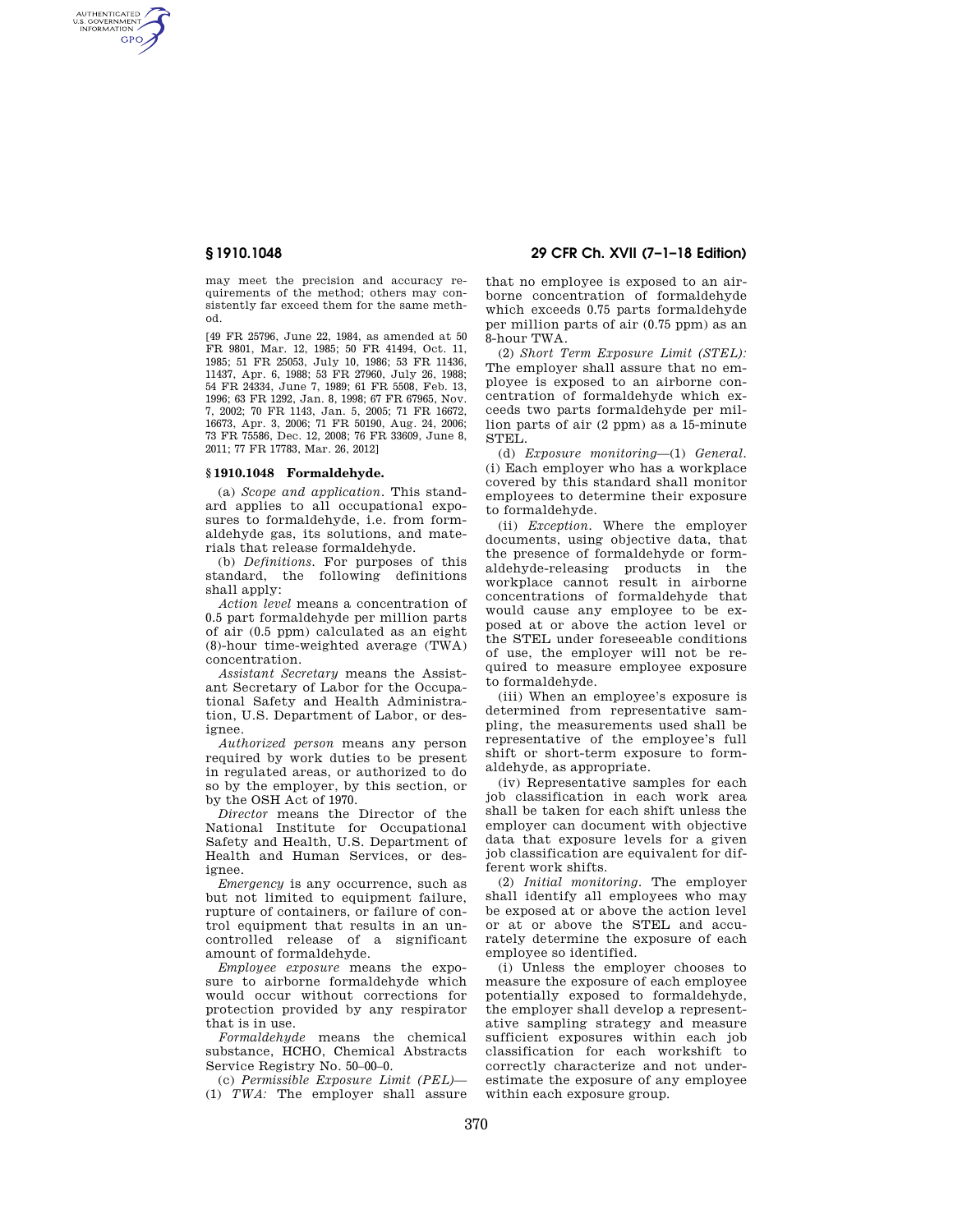may meet the precision and accuracy requirements of the method; others may consistently far exceed them for the same method.

[49 FR 25796, June 22, 1984, as amended at 50 FR 9801, Mar. 12, 1985; 50 FR 41494, Oct. 11, 1985; 51 FR 25053, July 10, 1986; 53 FR 11436, 11437, Apr. 6, 1988; 53 FR 27960, July 26, 1988; 54 FR 24334, June 7, 1989; 61 FR 5508, Feb. 13, 1996; 63 FR 1292, Jan. 8, 1998; 67 FR 67965, Nov. 7, 2002; 70 FR 1143, Jan. 5, 2005; 71 FR 16672, 16673, Apr. 3, 2006; 71 FR 50190, Aug. 24, 2006; 73 FR 75586, Dec. 12, 2008; 76 FR 33609, June 8, 2011; 77 FR 17783, Mar. 26, 2012]

## § 1910.1048 Formaldehyde.

(a) *Scope and application.* This standard applies to all occupational exposures to formaldehyde, i.e. from formaldehyde gas, its solutions, and materials that release formaldehyde.

(b) *Definitions.* For purposes of this standard, the following definitions shall apply:

*Action level* means a concentration of 0.5 part formaldehyde per million parts of air (0.5 ppm) calculated as an eight (8)-hour time-weighted average (TWA) concentration.

*Assistant Secretary* means the Assistant Secretary of Labor for the Occupational Safety and Health Administration, U.S. Department of Labor, or designee.

*Authorized person* means any person required by work duties to be present in regulated areas, or authorized to do so by the employer, by this section, or by the OSH Act of 1970.

*Director* means the Director of the National Institute for Occupational Safety and Health, U.S. Department of Health and Human Services, or designee.

*Emergency* is any occurrence, such as but not limited to equipment failure, rupture of containers, or failure of control equipment that results in an uncontrolled release of a significant amount of formaldehyde.

*Employee exposure* means the exposure to airborne formaldehyde which would occur without corrections for protection provided by any respirator that is in use.

*Formaldehyde* means the chemical substance, HCHO, Chemical Abstracts Service Registry No. 50–00–0.

(c) *Permissible Exposure Limit (PEL)*—(1) *TWA:* The employer shall assure that no employee is exposed to an airborne concentration of formaldehyde which exceeds 0.75 parts formaldehyde per million parts of air (0.75 ppm) as an 8-hour TWA.

(2) *Short Term Exposure Limit (STEL):* The employer shall assure that no employee is exposed to an airborne concentration of formaldehyde which exceeds two parts formaldehyde per million parts of air (2 ppm) as a 15-minute STEL.

(d) *Exposure monitoring*—(1) *General.* (i) Each employer who has a workplace covered by this standard shall monitor employees to determine their exposure to formaldehyde.

(ii) *Exception.* Where the employer documents, using objective data, that the presence of formaldehyde or formaldehyde-releasing products in the workplace cannot result in airborne concentrations of formaldehyde that would cause any employee to be exposed at or above the action level or the STEL under foreseeable conditions of use, the employer will not be required to measure employee exposure to formaldehyde.

(iii) When an employee's exposure is determined from representative sampling, the measurements used shall be representative of the employee's full shift or short-term exposure to formaldehyde, as appropriate.

(iv) Representative samples for each job classification in each work area shall be taken for each shift unless the employer can document with objective data that exposure levels for a given job classification are equivalent for different work shifts.

(2) *Initial monitoring.* The employer shall identify all employees who may be exposed at or above the action level or at or above the STEL and accurately determine the exposure of each employee so identified.

(i) Unless the employer chooses to measure the exposure of each employee potentially exposed to formaldehyde, the employer shall develop a representative sampling strategy and measure sufficient exposures within each job classification for each workshift to correctly characterize and not underestimate the exposure of any employee within each exposure group.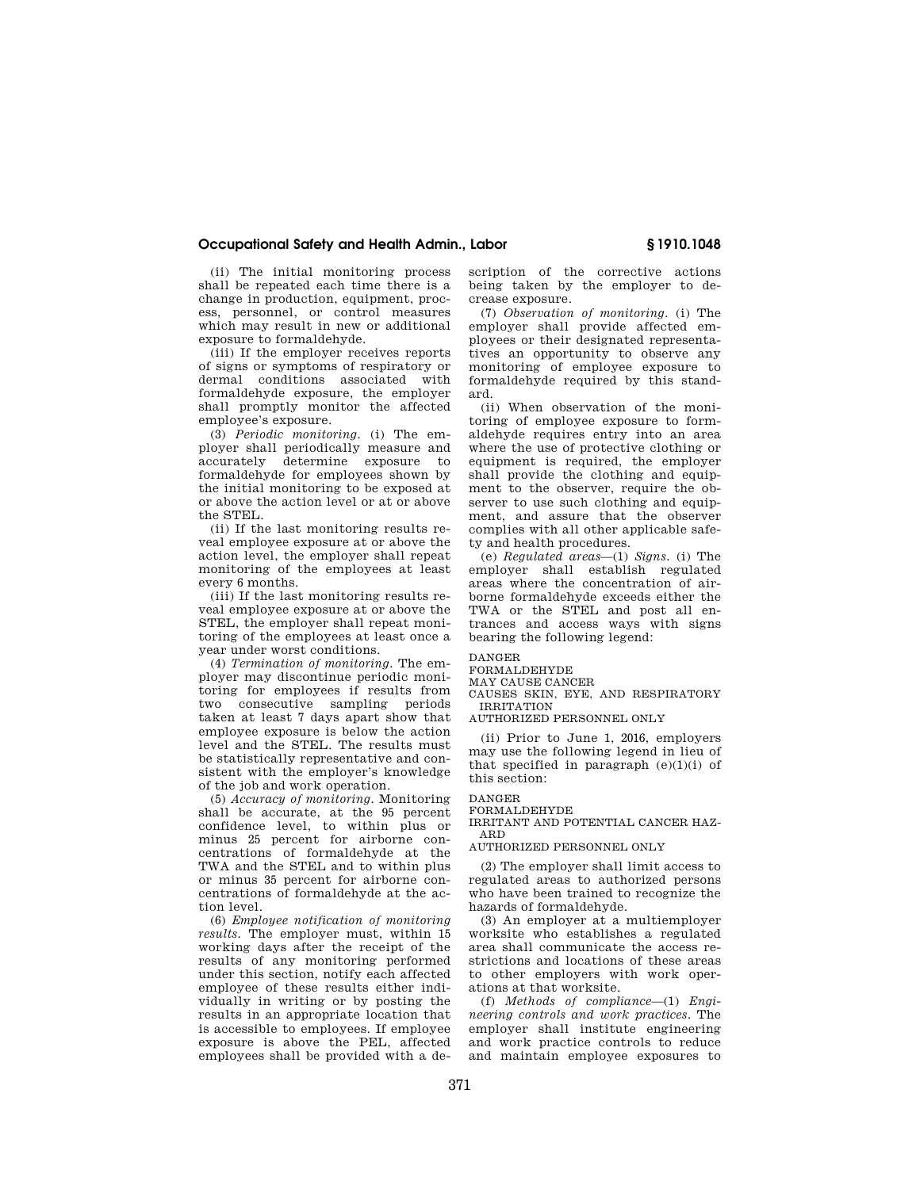(ii) The initial monitoring process shall be repeated each time there is a change in production, equipment, process, personnel, or control measures which may result in new or additional exposure to formaldehyde.

(iii) If the employer receives reports of signs or symptoms of respiratory or dermal conditions associated with formaldehyde exposure, the employer shall promptly monitor the affected employee's exposure.

(3) *Periodic monitoring*. (i) The employer shall periodically measure and accurately determine exposure to formaldehyde for employees shown by the initial monitoring to be exposed at or above the action level or at or above the STEL.

(ii) If the last monitoring results reveal employee exposure at or above the action level, the employer shall repeat monitoring of the employees at least every 6 months.

(iii) If the last monitoring results reveal employee exposure at or above the STEL, the employer shall repeat monitoring of the employees at least once a year under worst conditions.

(4) *Termination of monitoring*. The employer may discontinue periodic monitoring for employees if results from two consecutive sampling periods taken at least 7 days apart show that employee exposure is below the action level and the STEL. The results must be statistically representative and consistent with the employer's knowledge of the job and work operation.

(5) *Accuracy of monitoring*. Monitoring shall be accurate, at the 95 percent confidence level, to within plus or minus 25 percent for airborne concentrations of formaldehyde at the TWA and the STEL and to within plus or minus 35 percent for airborne concentrations of formaldehyde at the action level.

(6) *Employee notification of monitoring results*. The employer must, within 15 working days after the receipt of the results of any monitoring performed under this section, notify each affected employee of these results either individually in writing or by posting the results in an appropriate location that is accessible to employees. If employee exposure is above the PEL, affected employees shall be provided with a description of the corrective actions being taken by the employer to decrease exposure.

(7) *Observation of monitoring*. (i) The employer shall provide affected employees or their designated representatives an opportunity to observe any monitoring of employee exposure to formaldehyde required by this standard.

(ii) When observation of the monitoring of employee exposure to formaldehyde requires entry into an area where the use of protective clothing or equipment is required, the employer shall provide the clothing and equipment to the observer, require the observer to use such clothing and equipment, and assure that the observer complies with all other applicable safety and health procedures.

(e) *Regulated areas*—(1) *Signs*. (i) The employer shall establish regulated areas where the concentration of airborne formaldehyde exceeds either the TWA or the STEL and post all entrances and access ways with signs bearing the following legend:

DANGER
FORMALDEHYDE
MAY CAUSE CANCER
CAUSES SKIN, EYE, AND RESPIRATORY IRRITATION
AUTHORIZED PERSONNEL ONLY

(ii) Prior to June 1, 2016, employers may use the following legend in lieu of that specified in paragraph (e)(1)(i) of this section:

DANGER
FORMALDEHYDE
IRRITANT AND POTENTIAL CANCER HAZARD
AUTHORIZED PERSONNEL ONLY

(2) The employer shall limit access to regulated areas to authorized persons who have been trained to recognize the hazards of formaldehyde.

(3) An employer at a multiemployer worksite who establishes a regulated area shall communicate the access restrictions and locations of these areas to other employers with work operations at that worksite.

(f) *Methods of compliance*—(1) *Engineering controls and work practices*. The employer shall institute engineering and work practice controls to reduce and maintain employee exposures to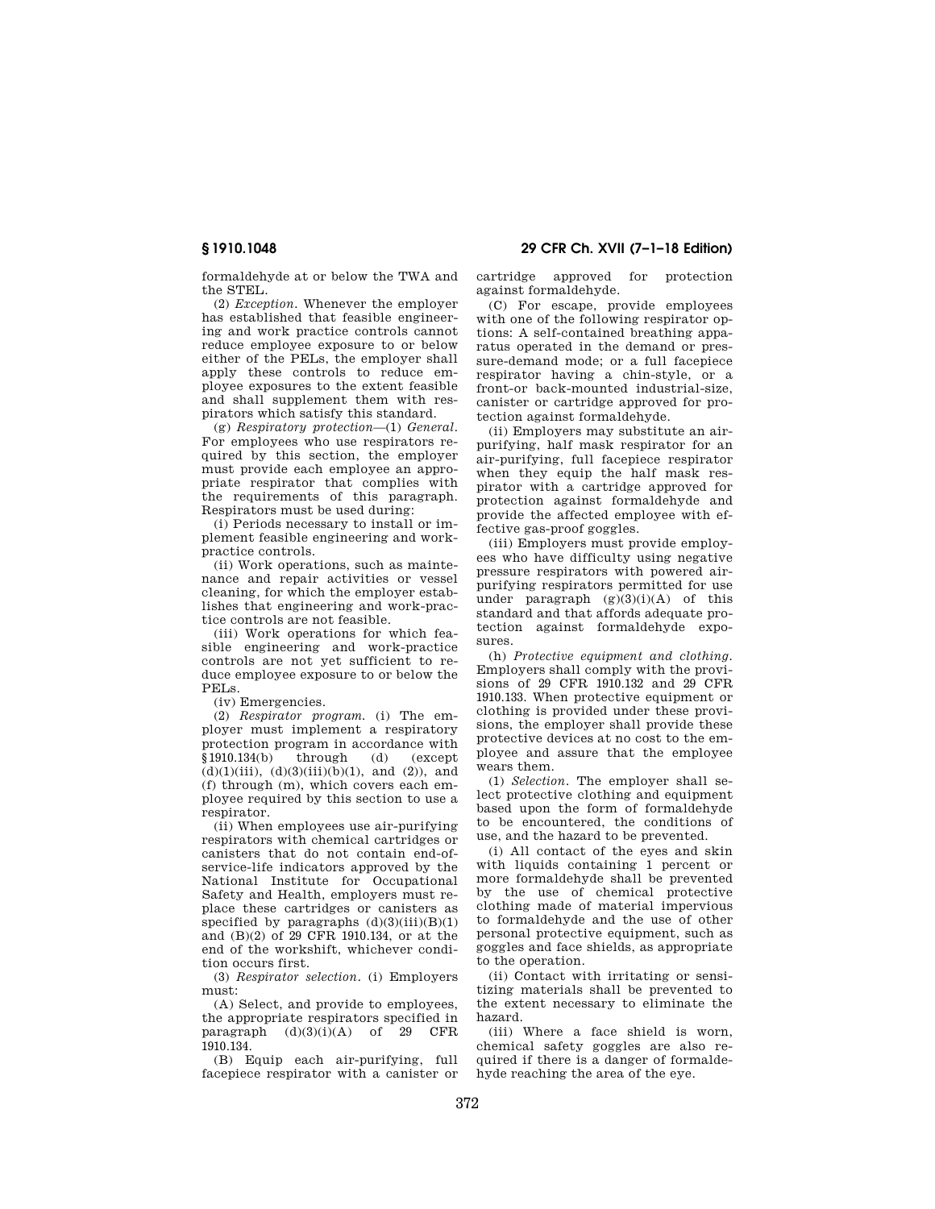formaldehyde at or below the TWA and the STEL.

(2) *Exception.* Whenever the employer has established that feasible engineering and work practice controls cannot reduce employee exposure to or below either of the PELs, the employer shall apply these controls to reduce employee exposures to the extent feasible and shall supplement them with respirators which satisfy this standard.

(g) *Respiratory protection*—(1) *General.* For employees who use respirators required by this section, the employer must provide each employee an appropriate respirator that complies with the requirements of this paragraph. Respirators must be used during:

(i) Periods necessary to install or implement feasible engineering and work-practice controls.

(ii) Work operations, such as maintenance and repair activities or vessel cleaning, for which the employer establishes that engineering and work-practice controls are not feasible.

(iii) Work operations for which feasible engineering and work-practice controls are not yet sufficient to reduce employee exposure to or below the PELs.

(iv) Emergencies.

(2) *Respirator program.* (i) The employer must implement a respiratory protection program in accordance with §1910.134(b) through (d) (except (d)(1)(iii), (d)(3)(iii)(b)(1), and (2)), and (f) through (m), which covers each employee required by this section to use a respirator.

(ii) When employees use air-purifying respirators with chemical cartridges or canisters that do not contain end-of-service-life indicators approved by the National Institute for Occupational Safety and Health, employers must replace these cartridges or canisters as specified by paragraphs (d)(3)(iii)(B)(1) and (B)(2) of 29 CFR 1910.134, or at the end of the workshift, whichever condition occurs first.

(3) *Respirator selection.* (i) Employers must:

(A) Select, and provide to employees, the appropriate respirators specified in paragraph (d)(3)(i)(A) of 29 CFR 1910.134.

(B) Equip each air-purifying, full facepiece respirator with a canister or cartridge approved for protection against formaldehyde.

(C) For escape, provide employees with one of the following respirator options: A self-contained breathing apparatus operated in the demand or pressure-demand mode; or a full facepiece respirator having a chin-style, or a front-or back-mounted industrial-size, canister or cartridge approved for protection against formaldehyde.

(ii) Employers may substitute an air-purifying, half mask respirator for an air-purifying, full facepiece respirator when they equip the half mask respirator with a cartridge approved for protection against formaldehyde and provide the affected employee with effective gas-proof goggles.

(iii) Employers must provide employees who have difficulty using negative pressure respirators with powered air-purifying respirators permitted for use under paragraph (g)(3)(i)(A) of this standard and that affords adequate protection against formaldehyde exposures.

(h) *Protective equipment and clothing.* Employers shall comply with the provisions of 29 CFR 1910.132 and 29 CFR 1910.133. When protective equipment or clothing is provided under these provisions, the employer shall provide these protective devices at no cost to the employee and assure that the employee wears them.

(1) *Selection.* The employer shall select protective clothing and equipment based upon the form of formaldehyde to be encountered, the conditions of use, and the hazard to be prevented.

(i) All contact of the eyes and skin with liquids containing 1 percent or more formaldehyde shall be prevented by the use of chemical protective clothing made of material impervious to formaldehyde and the use of other personal protective equipment, such as goggles and face shields, as appropriate to the operation.

(ii) Contact with irritating or sensitizing materials shall be prevented to the extent necessary to eliminate the hazard.

(iii) Where a face shield is worn, chemical safety goggles are also required if there is a danger of formaldehyde reaching the area of the eye.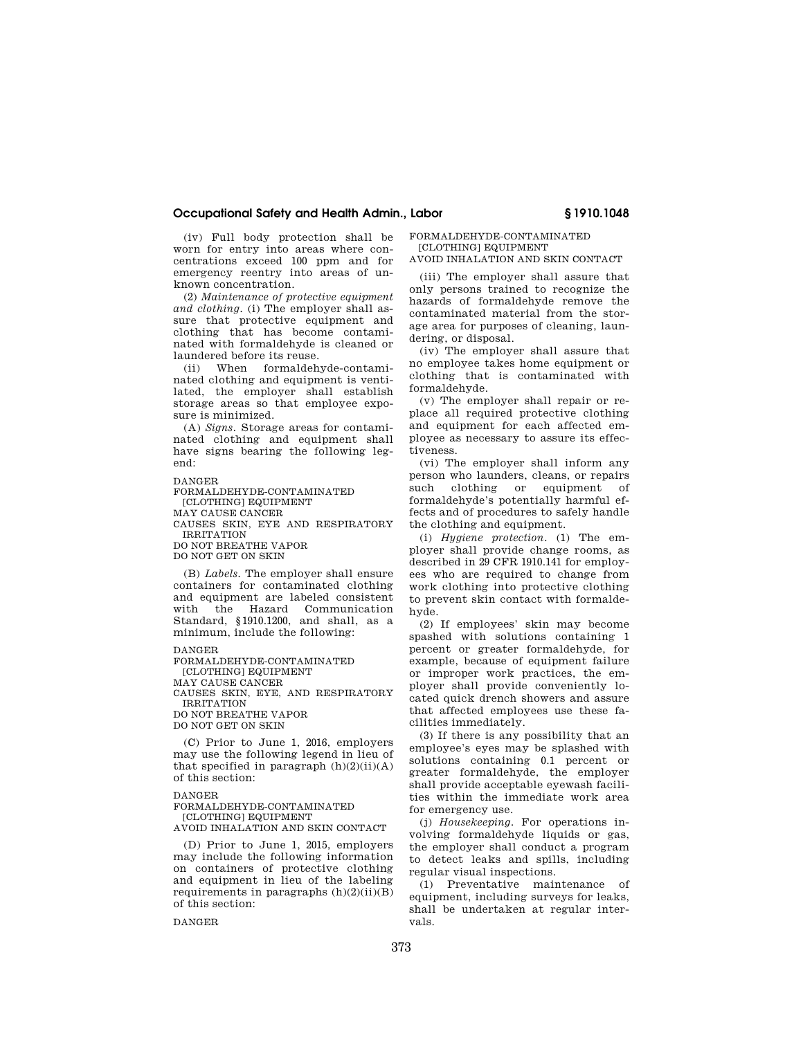(iv) Full body protection shall be worn for entry into areas where concentrations exceed 100 ppm and for emergency reentry into areas of unknown concentration.

(2) *Maintenance of protective equipment and clothing.* (i) The employer shall assure that protective equipment and clothing that has become contaminated with formaldehyde is cleaned or laundered before its reuse.

(ii) When formaldehyde-contaminated clothing and equipment is ventilated, the employer shall establish storage areas so that employee exposure is minimized.

(A) *Signs.* Storage areas for contaminated clothing and equipment shall have signs bearing the following legend:

DANGER
FORMALDEHYDE-CONTAMINATED [CLOTHING] EQUIPMENT
MAY CAUSE CANCER
CAUSES SKIN, EYE AND RESPIRATORY IRRITATION
DO NOT BREATHE VAPOR
DO NOT GET ON SKIN

(B) *Labels.* The employer shall ensure containers for contaminated clothing and equipment are labeled consistent with the Hazard Communication Standard, §1910.1200, and shall, as a minimum, include the following:

DANGER
FORMALDEHYDE-CONTAMINATED [CLOTHING] EQUIPMENT
MAY CAUSE CANCER
CAUSES SKIN, EYE, AND RESPIRATORY IRRITATION
DO NOT BREATHE VAPOR
DO NOT GET ON SKIN

(C) Prior to June 1, 2016, employers may use the following legend in lieu of that specified in paragraph (h)(2)(ii)(A) of this section:

DANGER
FORMALDEHYDE-CONTAMINATED [CLOTHING] EQUIPMENT
AVOID INHALATION AND SKIN CONTACT

(D) Prior to June 1, 2015, employers may include the following information on containers of protective clothing and equipment in lieu of the labeling requirements in paragraphs (h)(2)(ii)(B) of this section:

DANGER
FORMALDEHYDE-CONTAMINATED [CLOTHING] EQUIPMENT
AVOID INHALATION AND SKIN CONTACT

(iii) The employer shall assure that only persons trained to recognize the hazards of formaldehyde remove the contaminated material from the storage area for purposes of cleaning, laundering, or disposal.

(iv) The employer shall assure that no employee takes home equipment or clothing that is contaminated with formaldehyde.

(v) The employer shall repair or replace all required protective clothing and equipment for each affected employee as necessary to assure its effectiveness.

(vi) The employer shall inform any person who launders, cleans, or repairs such clothing or equipment of formaldehyde's potentially harmful effects and of procedures to safely handle the clothing and equipment.

(i) *Hygiene protection.* (1) The employer shall provide change rooms, as described in 29 CFR 1910.141 for employees who are required to change from work clothing into protective clothing to prevent skin contact with formaldehyde.

(2) If employees' skin may become spashed with solutions containing 1 percent or greater formaldehyde, for example, because of equipment failure or improper work practices, the employer shall provide conveniently located quick drench showers and assure that affected employees use these facilities immediately.

(3) If there is any possibility that an employee's eyes may be splashed with solutions containing 0.1 percent or greater formaldehyde, the employer shall provide acceptable eyewash facilities within the immediate work area for emergency use.

(j) *Housekeeping.* For operations involving formaldehyde liquids or gas, the employer shall conduct a program to detect leaks and spills, including regular visual inspections.

(1) Preventative maintenance of equipment, including surveys for leaks, shall be undertaken at regular intervals.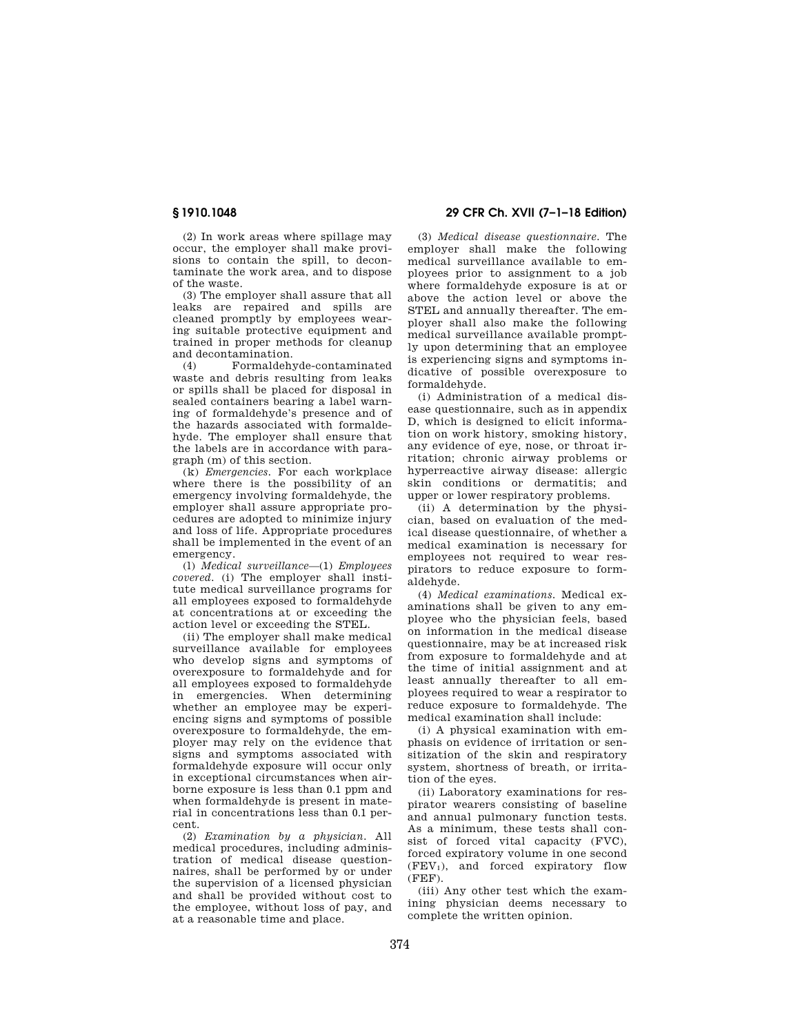(2) In work areas where spillage may occur, the employer shall make provisions to contain the spill, to decontaminate the work area, and to dispose of the waste.

(3) The employer shall assure that all leaks are repaired and spills are cleaned promptly by employees wearing suitable protective equipment and trained in proper methods for cleanup and decontamination.

(4) Formaldehyde-contaminated waste and debris resulting from leaks or spills shall be placed for disposal in sealed containers bearing a label warning of formaldehyde's presence and of the hazards associated with formaldehyde. The employer shall ensure that the labels are in accordance with paragraph (m) of this section.

(k) *Emergencies.* For each workplace where there is the possibility of an emergency involving formaldehyde, the employer shall assure appropriate procedures are adopted to minimize injury and loss of life. Appropriate procedures shall be implemented in the event of an emergency.

(l) *Medical surveillance*—(1) *Employees covered.* (i) The employer shall institute medical surveillance programs for all employees exposed to formaldehyde at concentrations at or exceeding the action level or exceeding the STEL.

(ii) The employer shall make medical surveillance available for employees who develop signs and symptoms of overexposure to formaldehyde and for all employees exposed to formaldehyde in emergencies. When determining whether an employee may be experiencing signs and symptoms of possible overexposure to formaldehyde, the employer may rely on the evidence that signs and symptoms associated with formaldehyde exposure will occur only in exceptional circumstances when airborne exposure is less than 0.1 ppm and when formaldehyde is present in material in concentrations less than 0.1 percent.

(2) *Examination by a physician.* All medical procedures, including administration of medical disease questionnaires, shall be performed by or under the supervision of a licensed physician and shall be provided without cost to the employee, without loss of pay, and at a reasonable time and place.

(3) *Medical disease questionnaire.* The employer shall make the following medical surveillance available to employees prior to assignment to a job where formaldehyde exposure is at or above the action level or above the STEL and annually thereafter. The employer shall also make the following medical surveillance available promptly upon determining that an employee is experiencing signs and symptoms indicative of possible overexposure to formaldehyde.

(i) Administration of a medical disease questionnaire, such as in appendix D, which is designed to elicit information on work history, smoking history, any evidence of eye, nose, or throat irritation; chronic airway problems or hyperreactive airway disease: allergic skin conditions or dermatitis; and upper or lower respiratory problems.

(ii) A determination by the physician, based on evaluation of the medical disease questionnaire, of whether a medical examination is necessary for employees not required to wear respirators to reduce exposure to formaldehyde.

(4) *Medical examinations.* Medical examinations shall be given to any employee who the physician feels, based on information in the medical disease questionnaire, may be at increased risk from exposure to formaldehyde and at the time of initial assignment and at least annually thereafter to all employees required to wear a respirator to reduce exposure to formaldehyde. The medical examination shall include:

(i) A physical examination with emphasis on evidence of irritation or sensitization of the skin and respiratory system, shortness of breath, or irritation of the eyes.

(ii) Laboratory examinations for respirator wearers consisting of baseline and annual pulmonary function tests. As a minimum, these tests shall consist of forced vital capacity (FVC), forced expiratory volume in one second ($FEV_1$), and forced expiratory flow (FEF).

(iii) Any other test which the examining physician deems necessary to complete the written opinion.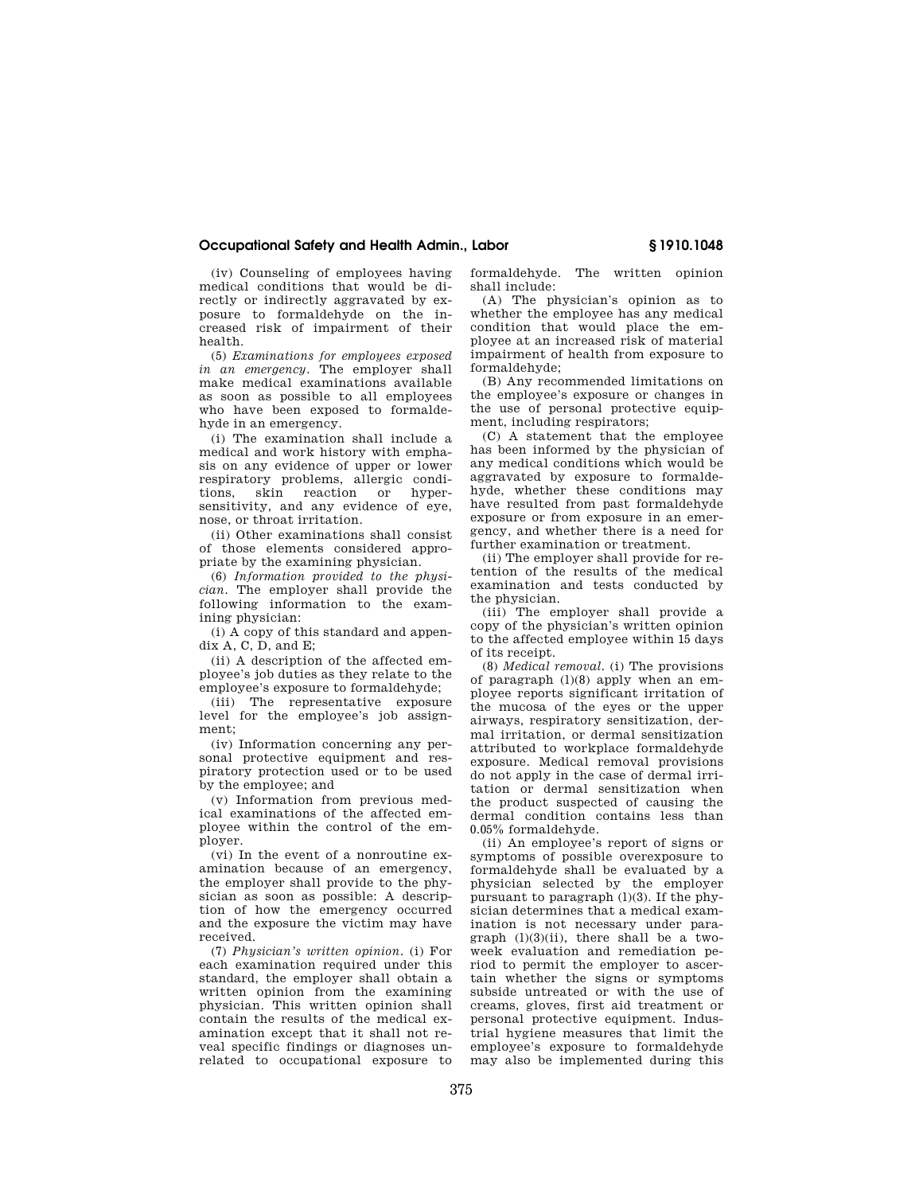(iv) Counseling of employees having medical conditions that would be directly or indirectly aggravated by exposure to formaldehyde on the increased risk of impairment of their health.

(5) *Examinations for employees exposed in an emergency*. The employer shall make medical examinations available as soon as possible to all employees who have been exposed to formaldehyde in an emergency.

(i) The examination shall include a medical and work history with emphasis on any evidence of upper or lower respiratory problems, allergic conditions, skin reaction or hypersensitivity, and any evidence of eye, nose, or throat irritation.

(ii) Other examinations shall consist of those elements considered appropriate by the examining physician.

(6) *Information provided to the physician*. The employer shall provide the following information to the examining physician:

(i) A copy of this standard and appendix A, C, D, and E;

(ii) A description of the affected employee's job duties as they relate to the employee's exposure to formaldehyde;

(iii) The representative exposure level for the employee's job assignment;

(iv) Information concerning any personal protective equipment and respiratory protection used or to be used by the employee; and

(v) Information from previous medical examinations of the affected employee within the control of the employer.

(vi) In the event of a nonroutine examination because of an emergency, the employer shall provide to the physician as soon as possible: A description of how the emergency occurred and the exposure the victim may have received.

(7) *Physician's written opinion*. (i) For each examination required under this standard, the employer shall obtain a written opinion from the examining physician. This written opinion shall contain the results of the medical examination except that it shall not reveal specific findings or diagnoses unrelated to occupational exposure to formaldehyde. The written opinion shall include:

(A) The physician's opinion as to whether the employee has any medical condition that would place the employee at an increased risk of material impairment of health from exposure to formaldehyde;

(B) Any recommended limitations on the employee's exposure or changes in the use of personal protective equipment, including respirators;

(C) A statement that the employee has been informed by the physician of any medical conditions which would be aggravated by exposure to formaldehyde, whether these conditions may have resulted from past formaldehyde exposure or from exposure in an emergency, and whether there is a need for further examination or treatment.

(ii) The employer shall provide for retention of the results of the medical examination and tests conducted by the physician.

(iii) The employer shall provide a copy of the physician's written opinion to the affected employee within 15 days of its receipt.

(8) *Medical removal*. (i) The provisions of paragraph (l)(8) apply when an employee reports significant irritation of the mucosa of the eyes or the upper airways, respiratory sensitization, dermal irritation, or dermal sensitization attributed to workplace formaldehyde exposure. Medical removal provisions do not apply in the case of dermal irritation or dermal sensitization when the product suspected of causing the dermal condition contains less than 0.05% formaldehyde.

(ii) An employee's report of signs or symptoms of possible overexposure to formaldehyde shall be evaluated by a physician selected by the employer pursuant to paragraph (l)(3). If the physician determines that a medical examination is not necessary under paragraph (l)(3)(ii), there shall be a two-week evaluation and remediation period to permit the employer to ascertain whether the signs or symptoms subside untreated or with the use of creams, gloves, first aid treatment or personal protective equipment. Industrial hygiene measures that limit the employee's exposure to formaldehyde may also be implemented during this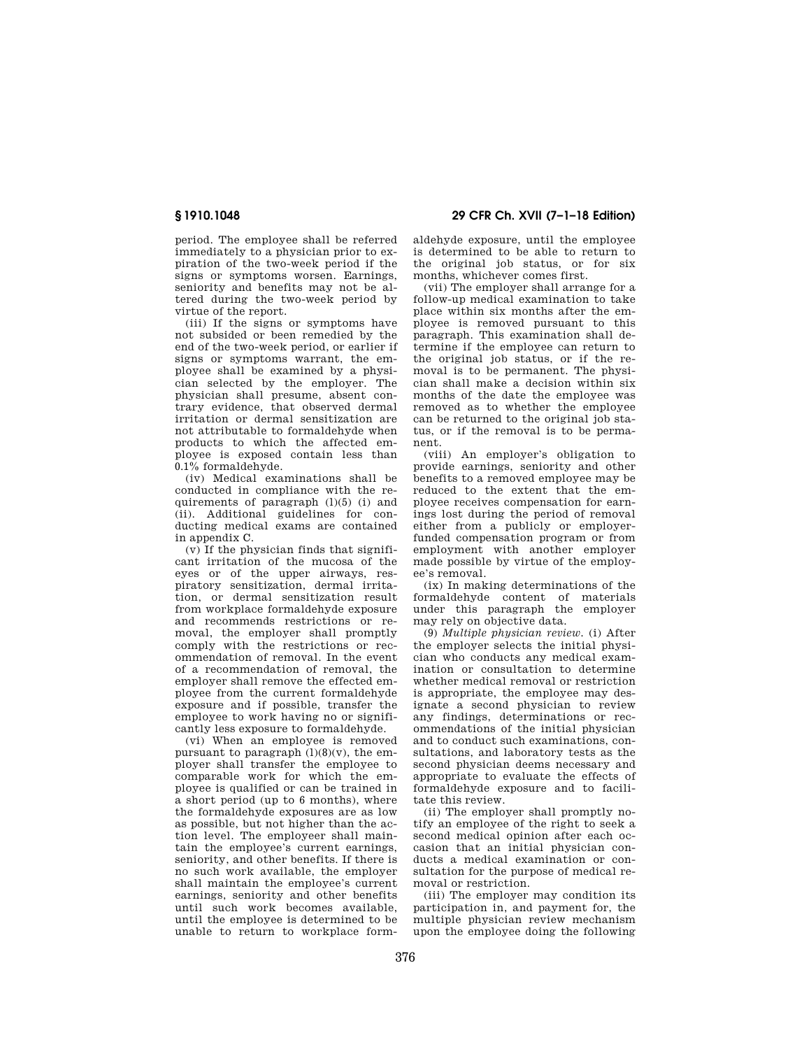period. The employee shall be referred immediately to a physician prior to expiration of the two-week period if the signs or symptoms worsen. Earnings, seniority and benefits may not be altered during the two-week period by virtue of the report.

(iii) If the signs or symptoms have not subsided or been remedied by the end of the two-week period, or earlier if signs or symptoms warrant, the employee shall be examined by a physician selected by the employer. The physician shall presume, absent contrary evidence, that observed dermal irritation or dermal sensitization are not attributable to formaldehyde when products to which the affected employee is exposed contain less than 0.1% formaldehyde.

(iv) Medical examinations shall be conducted in compliance with the requirements of paragraph (l)(5) (i) and (ii). Additional guidelines for conducting medical exams are contained in appendix C.

(v) If the physician finds that significant irritation of the mucosa of the eyes or of the upper airways, respiratory sensitization, dermal irritation, or dermal sensitization result from workplace formaldehyde exposure and recommends restrictions or removal, the employer shall promptly comply with the restrictions or recommendation of removal. In the event of a recommendation of removal, the employer shall remove the effected employee from the current formaldehyde exposure and if possible, transfer the employee to work having no or significantly less exposure to formaldehyde.

(vi) When an employee is removed pursuant to paragraph (l)(8)(v), the employer shall transfer the employee to comparable work for which the employee is qualified or can be trained in a short period (up to 6 months), where the formaldehyde exposures are as low as possible, but not higher than the action level. The employeer shall maintain the employee's current earnings, seniority, and other benefits. If there is no such work available, the employer shall maintain the employee's current earnings, seniority and other benefits until such work becomes available, until the employee is determined to be unable to return to workplace formaldehyde exposure, until the employee is determined to be able to return to the original job status, or for six months, whichever comes first.

(vii) The employer shall arrange for a follow-up medical examination to take place within six months after the employee is removed pursuant to this paragraph. This examination shall determine if the employee can return to the original job status, or if the removal is to be permanent. The physician shall make a decision within six months of the date the employee was removed as to whether the employee can be returned to the original job status, or if the removal is to be permanent.

(viii) An employer's obligation to provide earnings, seniority and other benefits to a removed employee may be reduced to the extent that the employee receives compensation for earnings lost during the period of removal either from a publicly or employer-funded compensation program or from employment with another employer made possible by virtue of the employee's removal.

(ix) In making determinations of the formaldehyde content of materials under this paragraph the employer may rely on objective data.

(9) *Multiple physician review.* (i) After the employer selects the initial physician who conducts any medical examination or consultation to determine whether medical removal or restriction is appropriate, the employee may designate a second physician to review any findings, determinations or recommendations of the initial physician and to conduct such examinations, consultations, and laboratory tests as the second physician deems necessary and appropriate to evaluate the effects of formaldehyde exposure and to facilitate this review.

(ii) The employer shall promptly notify an employee of the right to seek a second medical opinion after each occasion that an initial physician conducts a medical examination or consultation for the purpose of medical removal or restriction.

(iii) The employer may condition its participation in, and payment for, the multiple physician review mechanism upon the employee doing the following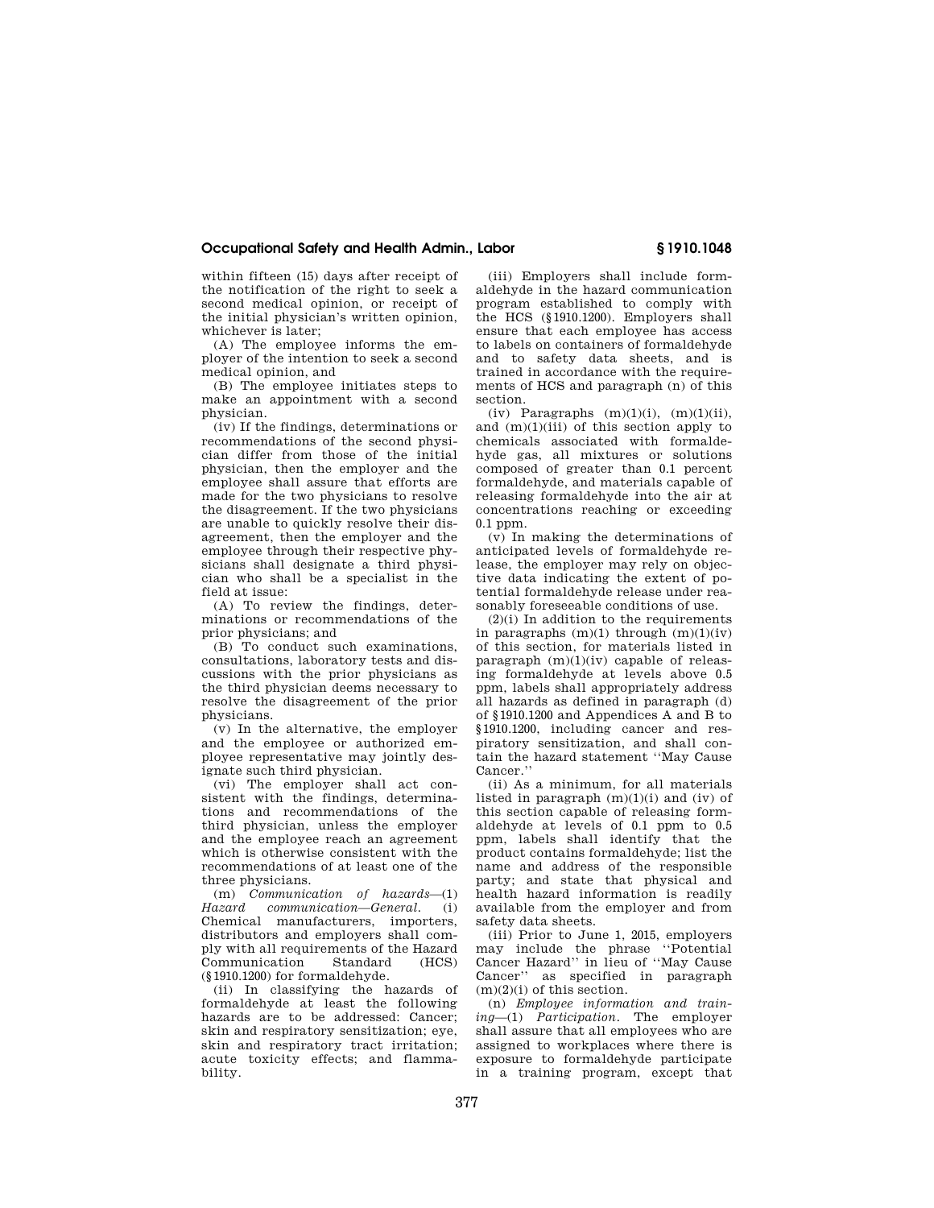within fifteen (15) days after receipt of the notification of the right to seek a second medical opinion, or receipt of the initial physician's written opinion, whichever is later;

(A) The employee informs the employer of the intention to seek a second medical opinion, and

(B) The employee initiates steps to make an appointment with a second physician.

(iv) If the findings, determinations or recommendations of the second physician differ from those of the initial physician, then the employer and the employee shall assure that efforts are made for the two physicians to resolve the disagreement. If the two physicians are unable to quickly resolve their disagreement, then the employer and the employee through their respective physicians shall designate a third physician who shall be a specialist in the field at issue:

(A) To review the findings, determinations or recommendations of the prior physicians; and

(B) To conduct such examinations, consultations, laboratory tests and discussions with the prior physicians as the third physician deems necessary to resolve the disagreement of the prior physicians.

(v) In the alternative, the employer and the employee or authorized employee representative may jointly designate such third physician.

(vi) The employer shall act consistent with the findings, determinations and recommendations of the third physician, unless the employer and the employee reach an agreement which is otherwise consistent with the recommendations of at least one of the three physicians.

(m) *Communication of hazards*—(1) *Hazard communication—General*. (i) Chemical manufacturers, importers, distributors and employers shall comply with all requirements of the Hazard Communication Standard (HCS) (§1910.1200) for formaldehyde.

(ii) In classifying the hazards of formaldehyde at least the following hazards are to be addressed: Cancer; skin and respiratory sensitization; eye, skin and respiratory tract irritation; acute toxicity effects; and flammability.

(iii) Employers shall include formaldehyde in the hazard communication program established to comply with the HCS (§1910.1200). Employers shall ensure that each employee has access to labels on containers of formaldehyde and to safety data sheets, and is trained in accordance with the requirements of HCS and paragraph (n) of this section.

(iv) Paragraphs (m)(1)(i), (m)(1)(ii), and (m)(1)(iii) of this section apply to chemicals associated with formaldehyde gas, all mixtures or solutions composed of greater than 0.1 percent formaldehyde, and materials capable of releasing formaldehyde into the air at concentrations reaching or exceeding 0.1 ppm.

(v) In making the determinations of anticipated levels of formaldehyde release, the employer may rely on objective data indicating the extent of potential formaldehyde release under reasonably foreseeable conditions of use.

(2)(i) In addition to the requirements in paragraphs (m)(1) through (m)(1)(iv) of this section, for materials listed in paragraph (m)(1)(iv) capable of releasing formaldehyde at levels above 0.5 ppm, labels shall appropriately address all hazards as defined in paragraph (d) of §1910.1200 and Appendices A and B to §1910.1200, including cancer and respiratory sensitization, and shall contain the hazard statement ''May Cause Cancer.''

(ii) As a minimum, for all materials listed in paragraph (m)(1)(i) and (iv) of this section capable of releasing formaldehyde at levels of 0.1 ppm to 0.5 ppm, labels shall identify that the product contains formaldehyde; list the name and address of the responsible party; and state that physical and health hazard information is readily available from the employer and from safety data sheets.

(iii) Prior to June 1, 2015, employers may include the phrase ''Potential Cancer Hazard'' in lieu of ''May Cause Cancer'' as specified in paragraph (m)(2)(i) of this section.

(n) *Employee information and training*—(1) *Participation*. The employer shall assure that all employees who are assigned to workplaces where there is exposure to formaldehyde participate in a training program, except that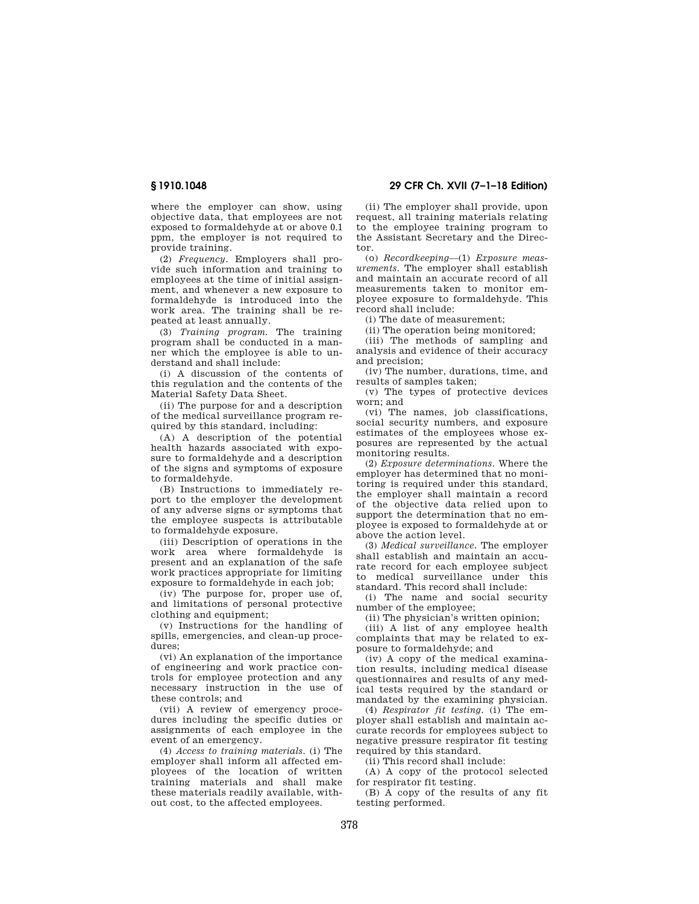where the employer can show, using objective data, that employees are not exposed to formaldehyde at or above 0.1 ppm, the employer is not required to provide training.

(2) *Frequency.* Employers shall provide such information and training to employees at the time of initial assignment, and whenever a new exposure to formaldehyde is introduced into the work area. The training shall be repeated at least annually.

(3) *Training program.* The training program shall be conducted in a manner which the employee is able to understand and shall include:

(i) A discussion of the contents of this regulation and the contents of the Material Safety Data Sheet.

(ii) The purpose for and a description of the medical surveillance program required by this standard, including:

(A) A description of the potential health hazards associated with exposure to formaldehyde and a description of the signs and symptoms of exposure to formaldehyde.

(B) Instructions to immediately report to the employer the development of any adverse signs or symptoms that the employee suspects is attributable to formaldehyde exposure.

(iii) Description of operations in the work area where formaldehyde is present and an explanation of the safe work practices appropriate for limiting exposure to formaldehyde in each job;

(iv) The purpose for, proper use of, and limitations of personal protective clothing and equipment;

(v) Instructions for the handling of spills, emergencies, and clean-up procedures;

(vi) An explanation of the importance of engineering and work practice controls for employee protection and any necessary instruction in the use of these controls; and

(vii) A review of emergency procedures including the specific duties or assignments of each employee in the event of an emergency.

(4) *Access to training materials.* (i) The employer shall inform all affected employees of the location of written training materials and shall make these materials readily available, without cost, to the affected employees.

(ii) The employer shall provide, upon request, all training materials relating to the employee training program to the Assistant Secretary and the Director.

(o) *Recordkeeping*—(1) *Exposure measurements.* The employer shall establish and maintain an accurate record of all measurements taken to monitor employee exposure to formaldehyde. This record shall include:

(i) The date of measurement;

(ii) The operation being monitored;

(iii) The methods of sampling and analysis and evidence of their accuracy and precision;

(iv) The number, durations, time, and results of samples taken;

(v) The types of protective devices worn; and

(vi) The names, job classifications, social security numbers, and exposure estimates of the employees whose exposures are represented by the actual monitoring results.

(2) *Exposure determinations.* Where the employer has determined that no monitoring is required under this standard, the employer shall maintain a record of the objective data relied upon to support the determination that no employee is exposed to formaldehyde at or above the action level.

(3) *Medical surveillance.* The employer shall establish and maintain an accurate record for each employee subject to medical surveillance under this standard. This record shall include:

(i) The name and social security number of the employee;

(ii) The physician's written opinion;

(iii) A list of any employee health complaints that may be related to exposure to formaldehyde; and

(iv) A copy of the medical examination results, including medical disease questionnaires and results of any medical tests required by the standard or mandated by the examining physician.

(4) *Respirator fit testing.* (i) The employer shall establish and maintain accurate records for employees subject to negative pressure respirator fit testing required by this standard.

(ii) This record shall include:

(A) A copy of the protocol selected for respirator fit testing.

(B) A copy of the results of any fit testing performed.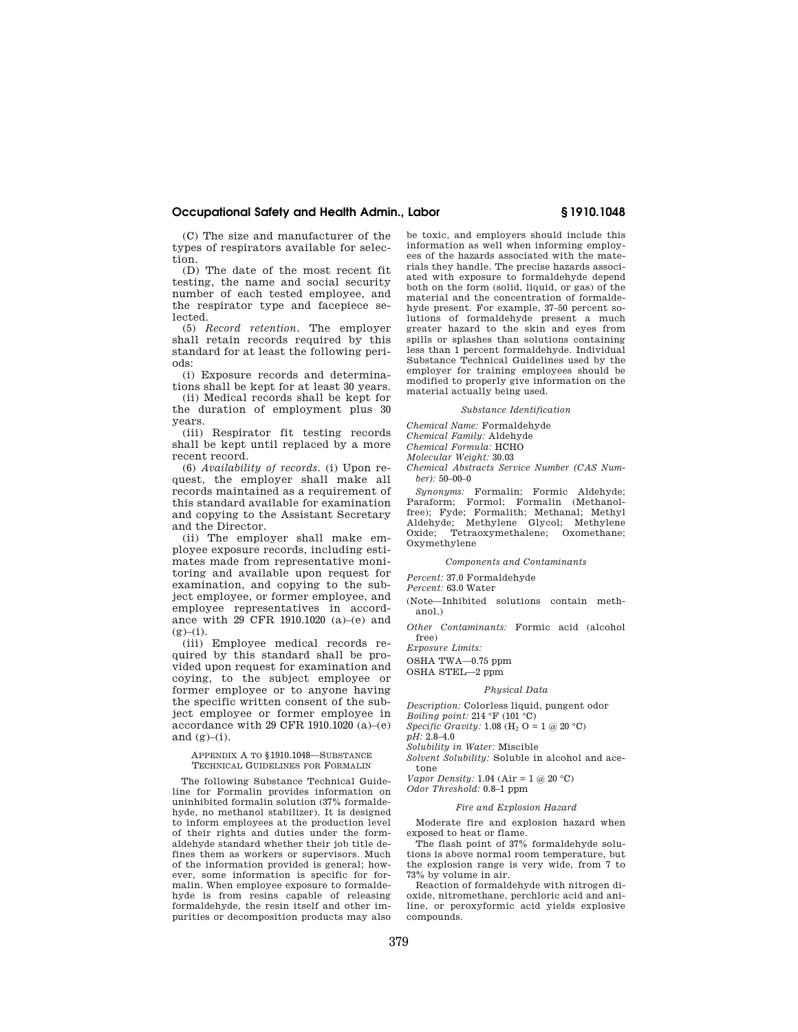(C) The size and manufacturer of the types of respirators available for selection.

(D) The date of the most recent fit testing, the name and social security number of each tested employee, and the respirator type and facepiece selected.

(5) *Record retention.* The employer shall retain records required by this standard for at least the following periods:

(i) Exposure records and determinations shall be kept for at least 30 years.

(ii) Medical records shall be kept for the duration of employment plus 30 years.

(iii) Respirator fit testing records shall be kept until replaced by a more recent record.

(6) *Availability of records.* (i) Upon request, the employer shall make all records maintained as a requirement of this standard available for examination and copying to the Assistant Secretary and the Director.

(ii) The employer shall make employee exposure records, including estimates made from representative monitoring and available upon request for examination, and copying to the subject employee, or former employee, and employee representatives in accordance with 29 CFR 1910.1020 (a)–(e) and (g)–(i).

(iii) Employee medical records required by this standard shall be provided upon request for examination and coying, to the subject employee or former employee or to anyone having the specific written consent of the subject employee or former employee in accordance with 29 CFR 1910.1020 (a)–(e) and (g)–(i).

## APPENDIX A TO §1910.1048—SUBSTANCE TECHNICAL GUIDELINES FOR FORMALIN

The following Substance Technical Guideline for Formalin provides information on uninhibited formalin solution (37% formaldehyde, no methanol stabilizer). It is designed to inform employees at the production level of their rights and duties under the formaldehyde standard whether their job title defines them as workers or supervisors. Much of the information provided is general; however, some information is specific for formalin. When employee exposure to formaldehyde is from resins capable of releasing formaldehyde, the resin itself and other impurities or decomposition products may also be toxic, and employers should include this information as well when informing employees of the hazards associated with the materials they handle. The precise hazards associated with exposure to formaldehyde depend both on the form (solid, liquid, or gas) of the material and the concentration of formaldehyde present. For example, 37–50 percent solutions of formaldehyde present a much greater hazard to the skin and eyes from spills or splashes than solutions containing less than 1 percent formaldehyde. Individual Substance Technical Guidelines used by the employer for training employees should be modified to properly give information on the material actually being used.

### *Substance Identification*

*Chemical Name:* Formaldehyde

*Chemical Family:* Aldehyde

*Chemical Formula:* HCHO

*Molecular Weight:* 30.03

*Chemical Abstracts Service Number (CAS Number):* 50–00–0

*Synonyms:* Formalin; Formic Aldehyde; Paraform; Formol; Formalin (Methanol-free); Fyde; Formalith; Methanal; Methyl Aldehyde; Methylene Glycol; Methylene Oxide; Tetraoxymethalene; Oxomethane; Oxymethylene

### *Components and Contaminants*

*Percent:* 37.0 Formaldehyde

*Percent:* 63.0 Water

(Note—Inhibited solutions contain methanol.)

*Other Contaminants:* Formic acid (alcohol free)

*Exposure Limits:*

OSHA TWA—0.75 ppm

OSHA STEL—2 ppm

### *Physical Data*

*Description:* Colorless liquid, pungent odor

*Boiling point:* 214 °F (101 °C)

*Specific Gravity:* 1.08 ($H_2O$ = 1 @ 20 °C)

*pH:* 2.8–4.0

*Solubility in Water:* Miscible

*Solvent Solubility:* Soluble in alcohol and acetone

*Vapor Density:* 1.04 (Air = 1 @ 20 °C)

*Odor Threshold:* 0.8–1 ppm

### *Fire and Explosion Hazard*

Moderate fire and explosion hazard when exposed to heat or flame.

The flash point of 37% formaldehyde solutions is above normal room temperature, but the explosion range is very wide, from 7 to 73% by volume in air.

Reaction of formaldehyde with nitrogen dioxide, nitromethane, perchloric acid and aniline, or peroxyformic acid yields explosive compounds.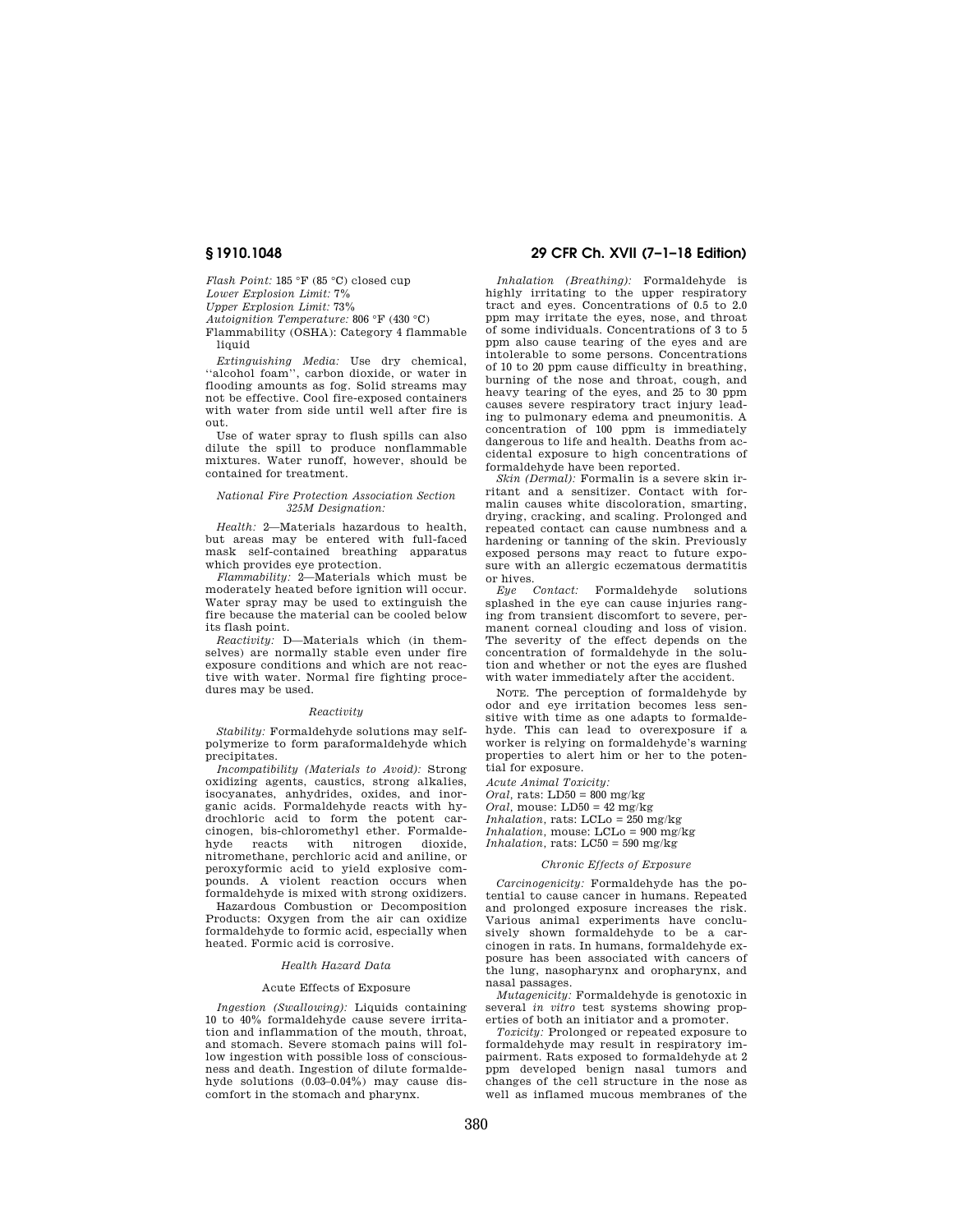*Flash Point:* 185 °F (85 °C) closed cup

*Lower Explosion Limit:* 7%

*Upper Explosion Limit:* 73%

*Autoignition Temperature:* 806 °F (430 °C)

Flammability (OSHA): Category 4 flammable liquid

*Extinguishing Media:* Use dry chemical, ''alcohol foam'', carbon dioxide, or water in flooding amounts as fog. Solid streams may not be effective. Cool fire-exposed containers with water from side until well after fire is out.

Use of water spray to flush spills can also dilute the spill to produce nonflammable mixtures. Water runoff, however, should be contained for treatment.

*National Fire Protection Association Section 325M Designation:*

*Health:* 2—Materials hazardous to health, but areas may be entered with full-faced mask self-contained breathing apparatus which provides eye protection.

*Flammability:* 2—Materials which must be moderately heated before ignition will occur. Water spray may be used to extinguish the fire because the material can be cooled below its flash point.

*Reactivity:* D—Materials which (in themselves) are normally stable even under fire exposure conditions and which are not reactive with water. Normal fire fighting procedures may be used.

*Reactivity*

*Stability:* Formaldehyde solutions may self-polymerize to form paraformaldehyde which precipitates.

*Incompatibility (Materials to Avoid):* Strong oxidizing agents, caustics, strong alkalies, isocyanates, anhydrides, oxides, and inorganic acids. Formaldehyde reacts with hydrochloric acid to form the potent carcinogen, bis-chloromethyl ether. Formaldehyde reacts with nitrogen dioxide, nitromethane, perchloric acid and aniline, or peroxyformic acid to yield explosive compounds. A violent reaction occurs when formaldehyde is mixed with strong oxidizers.

Hazardous Combustion or Decomposition Products: Oxygen from the air can oxidize formaldehyde to formic acid, especially when heated. Formic acid is corrosive.

*Health Hazard Data*

Acute Effects of Exposure

*Ingestion (Swallowing):* Liquids containing 10 to 40% formaldehyde cause severe irritation and inflammation of the mouth, throat, and stomach. Severe stomach pains will follow ingestion with possible loss of consciousness and death. Ingestion of dilute formaldehyde solutions (0.03–0.04%) may cause discomfort in the stomach and pharynx.

*Inhalation (Breathing):* Formaldehyde is highly irritating to the upper respiratory tract and eyes. Concentrations of 0.5 to 2.0 ppm may irritate the eyes, nose, and throat of some individuals. Concentrations of 3 to 5 ppm also cause tearing of the eyes and are intolerable to some persons. Concentrations of 10 to 20 ppm cause difficulty in breathing, burning of the nose and throat, cough, and heavy tearing of the eyes, and 25 to 30 ppm causes severe respiratory tract injury leading to pulmonary edema and pneumonitis. A concentration of 100 ppm is immediately dangerous to life and health. Deaths from accidental exposure to high concentrations of formaldehyde have been reported.

*Skin (Dermal):* Formalin is a severe skin irritant and a sensitizer. Contact with formalin causes white discoloration, smarting, drying, cracking, and scaling. Prolonged and repeated contact can cause numbness and a hardening or tanning of the skin. Previously exposed persons may react to future exposure with an allergic eczematous dermatitis or hives.

*Eye Contact:* Formaldehyde solutions splashed in the eye can cause injuries ranging from transient discomfort to severe, permanent corneal clouding and loss of vision. The severity of the effect depends on the concentration of formaldehyde in the solution and whether or not the eyes are flushed with water immediately after the accident.

NOTE. The perception of formaldehyde by odor and eye irritation becomes less sensitive with time as one adapts to formaldehyde. This can lead to overexposure if a worker is relying on formaldehyde's warning properties to alert him or her to the potential for exposure.

*Acute Animal Toxicity:*

*Oral*, rats: LD50 = 800 mg/kg

*Oral*, mouse: LD50 = 42 mg/kg

*Inhalation*, rats: LCLo = 250 mg/kg

*Inhalation*, mouse: LCLo = 900 mg/kg

*Inhalation*, rats: LC50 = 590 mg/kg

*Chronic Effects of Exposure*

*Carcinogenicity:* Formaldehyde has the potential to cause cancer in humans. Repeated and prolonged exposure increases the risk. Various animal experiments have conclusively shown formaldehyde to be a carcinogen in rats. In humans, formaldehyde exposure has been associated with cancers of the lung, nasopharynx and oropharynx, and nasal passages.

*Mutagenicity:* Formaldehyde is genotoxic in several *in vitro* test systems showing properties of both an initiator and a promoter.

*Toxicity:* Prolonged or repeated exposure to formaldehyde may result in respiratory impairment. Rats exposed to formaldehyde at 2 ppm developed benign nasal tumors and changes of the cell structure in the nose as well as inflamed mucous membranes of the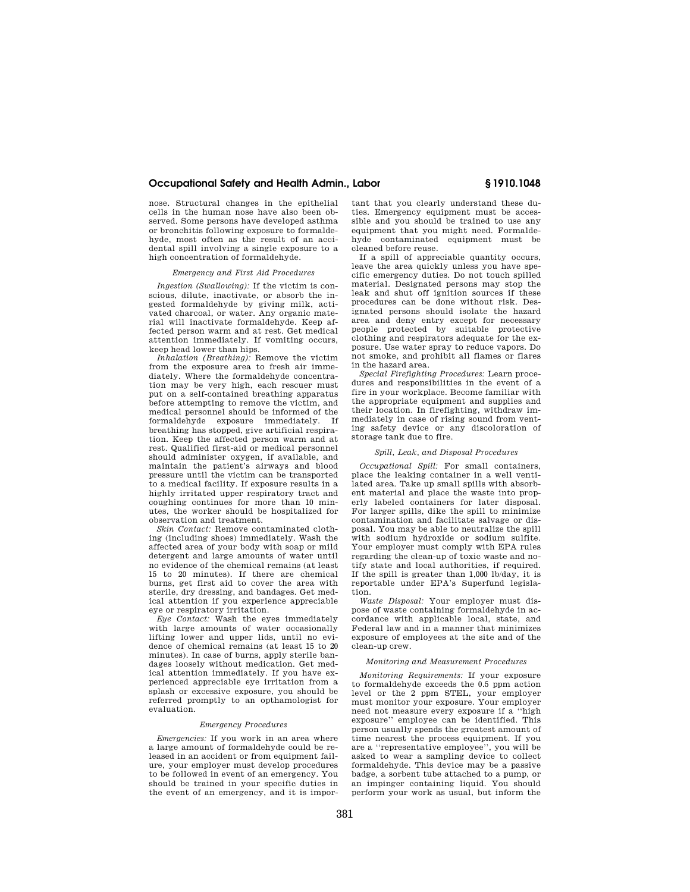nose. Structural changes in the epithelial cells in the human nose have also been observed. Some persons have developed asthma or bronchitis following exposure to formaldehyde, most often as the result of an accidental spill involving a single exposure to a high concentration of formaldehyde.

*Emergency and First Aid Procedures*

*Ingestion (Swallowing):* If the victim is conscious, dilute, inactivate, or absorb the ingested formaldehyde by giving milk, activated charcoal, or water. Any organic material will inactivate formaldehyde. Keep affected person warm and at rest. Get medical attention immediately. If vomiting occurs, keep head lower than hips.

*Inhalation (Breathing):* Remove the victim from the exposure area to fresh air immediately. Where the formaldehyde concentration may be very high, each rescuer must put on a self-contained breathing apparatus before attempting to remove the victim, and medical personnel should be informed of the formaldehyde exposure immediately. If breathing has stopped, give artificial respiration. Keep the affected person warm and at rest. Qualified first-aid or medical personnel should administer oxygen, if available, and maintain the patient's airways and blood pressure until the victim can be transported to a medical facility. If exposure results in a highly irritated upper respiratory tract and coughing continues for more than 10 minutes, the worker should be hospitalized for observation and treatment.

*Skin Contact:* Remove contaminated clothing (including shoes) immediately. Wash the affected area of your body with soap or mild detergent and large amounts of water until no evidence of the chemical remains (at least 15 to 20 minutes). If there are chemical burns, get first aid to cover the area with sterile, dry dressing, and bandages. Get medical attention if you experience appreciable eye or respiratory irritation.

*Eye Contact:* Wash the eyes immediately with large amounts of water occasionally lifting lower and upper lids, until no evidence of chemical remains (at least 15 to 20 minutes). In case of burns, apply sterile bandages loosely without medication. Get medical attention immediately. If you have experienced appreciable eye irritation from a splash or excessive exposure, you should be referred promptly to an opthamologist for evaluation.

*Emergency Procedures*

*Emergencies:* If you work in an area where a large amount of formaldehyde could be released in an accident or from equipment failure, your employer must develop procedures to be followed in event of an emergency. You should be trained in your specific duties in the event of an emergency, and it is important that you clearly understand these duties. Emergency equipment must be accessible and you should be trained to use any equipment that you might need. Formaldehyde contaminated equipment must be cleaned before reuse.

If a spill of appreciable quantity occurs, leave the area quickly unless you have specific emergency duties. Do not touch spilled material. Designated persons may stop the leak and shut off ignition sources if these procedures can be done without risk. Designated persons should isolate the hazard area and deny entry except for necessary people protected by suitable protective clothing and respirators adequate for the exposure. Use water spray to reduce vapors. Do not smoke, and prohibit all flames or flares in the hazard area.

*Special Firefighting Procedures:* Learn procedures and responsibilities in the event of a fire in your workplace. Become familiar with the appropriate equipment and supplies and their location. In firefighting, withdraw immediately in case of rising sound from venting safety device or any discoloration of storage tank due to fire.

*Spill, Leak, and Disposal Procedures*

*Occupational Spill:* For small containers, place the leaking container in a well ventilated area. Take up small spills with absorbent material and place the waste into properly labeled containers for later disposal. For larger spills, dike the spill to minimize contamination and facilitate salvage or disposal. You may be able to neutralize the spill with sodium hydroxide or sodium sulfite. Your employer must comply with EPA rules regarding the clean-up of toxic waste and notify state and local authorities, if required. If the spill is greater than 1,000 lb/day, it is reportable under EPA's Superfund legislation.

*Waste Disposal:* Your employer must dispose of waste containing formaldehyde in accordance with applicable local, state, and Federal law and in a manner that minimizes exposure of employees at the site and of the clean-up crew.

*Monitoring and Measurement Procedures*

*Monitoring Requirements:* If your exposure to formaldehyde exceeds the 0.5 ppm action level or the 2 ppm STEL, your employer must monitor your exposure. Your employer need not measure every exposure if a ''high exposure'' employee can be identified. This person usually spends the greatest amount of time nearest the process equipment. If you are a ''representative employee'', you will be asked to wear a sampling device to collect formaldehyde. This device may be a passive badge, a sorbent tube attached to a pump, or an impinger containing liquid. You should perform your work as usual, but inform the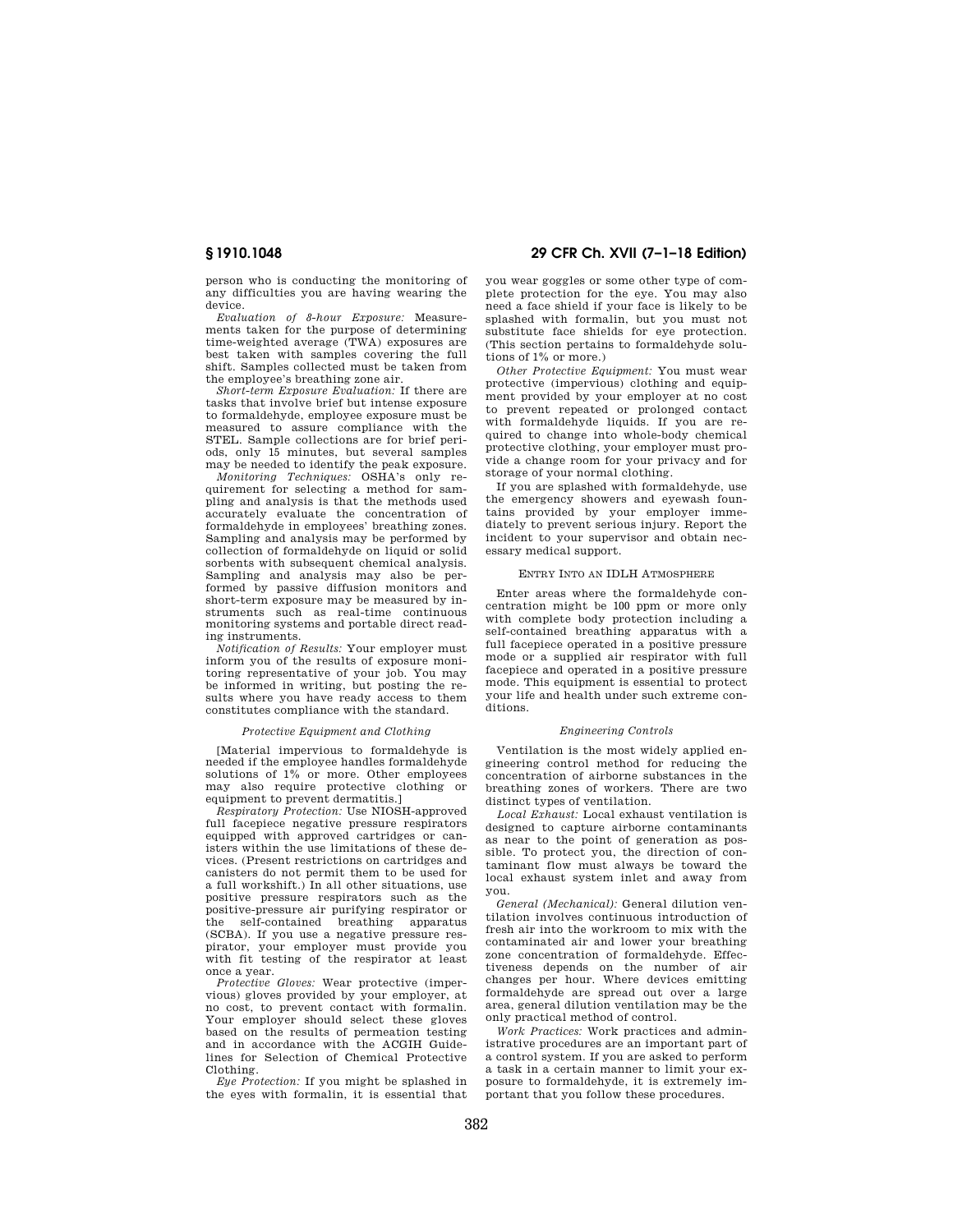person who is conducting the monitoring of any difficulties you are having wearing the device.

*Evaluation of 8-hour Exposure:* Measurements taken for the purpose of determining time-weighted average (TWA) exposures are best taken with samples covering the full shift. Samples collected must be taken from the employee's breathing zone air.

*Short-term Exposure Evaluation:* If there are tasks that involve brief but intense exposure to formaldehyde, employee exposure must be measured to assure compliance with the STEL. Sample collections are for brief periods, only 15 minutes, but several samples may be needed to identify the peak exposure.

*Monitoring Techniques:* OSHA's only requirement for selecting a method for sampling and analysis is that the methods used accurately evaluate the concentration of formaldehyde in employees' breathing zones. Sampling and analysis may be performed by collection of formaldehyde on liquid or solid sorbents with subsequent chemical analysis. Sampling and analysis may also be performed by passive diffusion monitors and short-term exposure may be measured by instruments such as real-time continuous monitoring systems and portable direct reading instruments.

*Notification of Results:* Your employer must inform you of the results of exposure monitoring representative of your job. You may be informed in writing, but posting the results where you have ready access to them constitutes compliance with the standard.

### *Protective Equipment and Clothing*

[Material impervious to formaldehyde is needed if the employee handles formaldehyde solutions of 1% or more. Other employees may also require protective clothing or equipment to prevent dermatitis.]

*Respiratory Protection:* Use NIOSH-approved full facepiece negative pressure respirators equipped with approved cartridges or canisters within the use limitations of these devices. (Present restrictions on cartridges and canisters do not permit them to be used for a full workshift.) In all other situations, use positive pressure respirators such as the positive-pressure air purifying respirator or the self-contained breathing apparatus (SCBA). If you use a negative pressure respirator, your employer must provide you with fit testing of the respirator at least once a year.

*Protective Gloves:* Wear protective (impervious) gloves provided by your employer, at no cost, to prevent contact with formalin. Your employer should select these gloves based on the results of permeation testing and in accordance with the ACGIH Guidelines for Selection of Chemical Protective Clothing.

*Eye Protection:* If you might be splashed in the eyes with formalin, it is essential that you wear goggles or some other type of complete protection for the eye. You may also need a face shield if your face is likely to be splashed with formalin, but you must not substitute face shields for eye protection. (This section pertains to formaldehyde solutions of 1% or more.)

*Other Protective Equipment:* You must wear protective (impervious) clothing and equipment provided by your employer at no cost to prevent repeated or prolonged contact with formaldehyde liquids. If you are required to change into whole-body chemical protective clothing, your employer must provide a change room for your privacy and for storage of your normal clothing.

If you are splashed with formaldehyde, use the emergency showers and eyewash fountains provided by your employer immediately to prevent serious injury. Report the incident to your supervisor and obtain necessary medical support.

### ENTRY INTO AN IDLH ATMOSPHERE

Enter areas where the formaldehyde concentration might be 100 ppm or more only with complete body protection including a self-contained breathing apparatus with a full facepiece operated in a positive pressure mode or a supplied air respirator with full facepiece and operated in a positive pressure mode. This equipment is essential to protect your life and health under such extreme conditions.

### *Engineering Controls*

Ventilation is the most widely applied engineering control method for reducing the concentration of airborne substances in the breathing zones of workers. There are two distinct types of ventilation.

*Local Exhaust:* Local exhaust ventilation is designed to capture airborne contaminants as near to the point of generation as possible. To protect you, the direction of contaminant flow must always be toward the local exhaust system inlet and away from you.

*General (Mechanical):* General dilution ventilation involves continuous introduction of fresh air into the workroom to mix with the contaminated air and lower your breathing zone concentration of formaldehyde. Effectiveness depends on the number of air changes per hour. Where devices emitting formaldehyde are spread out over a large area, general dilution ventilation may be the only practical method of control.

*Work Practices:* Work practices and administrative procedures are an important part of a control system. If you are asked to perform a task in a certain manner to limit your exposure to formaldehyde, it is extremely important that you follow these procedures.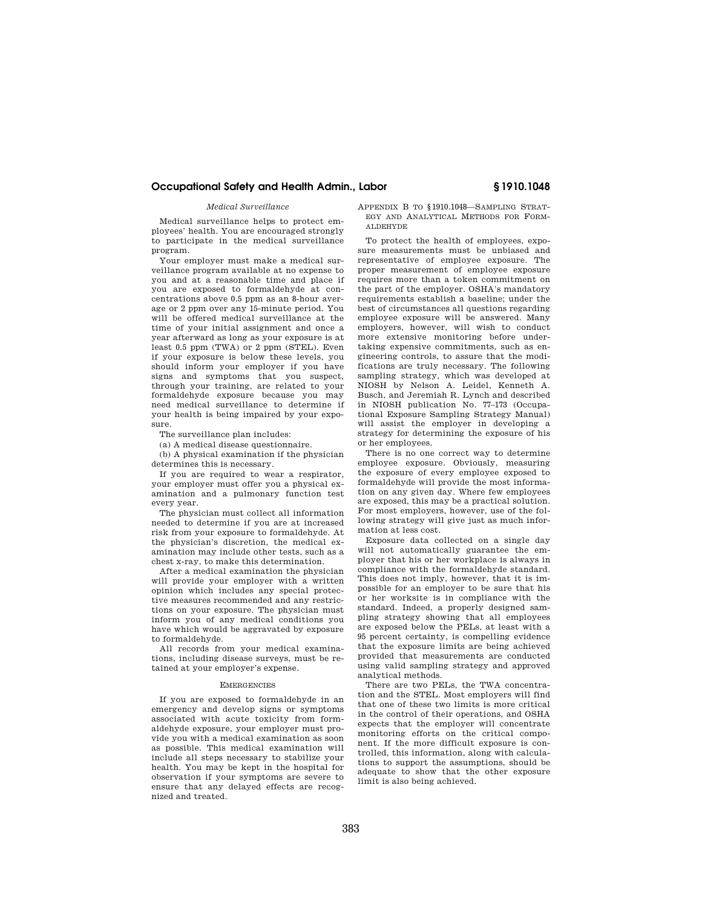*Medical Surveillance*

Medical surveillance helps to protect employees' health. You are encouraged strongly to participate in the medical surveillance program.

Your employer must make a medical surveillance program available at no expense to you and at a reasonable time and place if you are exposed to formaldehyde at concentrations above 0.5 ppm as an 8-hour average or 2 ppm over any 15-minute period. You will be offered medical surveillance at the time of your initial assignment and once a year afterward as long as your exposure is at least 0.5 ppm (TWA) or 2 ppm (STEL). Even if your exposure is below these levels, you should inform your employer if you have signs and symptoms that you suspect, through your training, are related to your formaldehyde exposure because you may need medical surveillance to determine if your health is being impaired by your exposure.

The surveillance plan includes:

(a) A medical disease questionnaire.

(b) A physical examination if the physician determines this is necessary.

If you are required to wear a respirator, your employer must offer you a physical examination and a pulmonary function test every year.

The physician must collect all information needed to determine if you are at increased risk from your exposure to formaldehyde. At the physician's discretion, the medical examination may include other tests, such as a chest x-ray, to make this determination.

After a medical examination the physician will provide your employer with a written opinion which includes any special protective measures recommended and any restrictions on your exposure. The physician must inform you of any medical conditions you have which would be aggravated by exposure to formaldehyde.

All records from your medical examinations, including disease surveys, must be retained at your employer's expense.

EMERGENCIES

If you are exposed to formaldehyde in an emergency and develop signs or symptoms associated with acute toxicity from formaldehyde exposure, your employer must provide you with a medical examination as soon as possible. This medical examination will include all steps necessary to stabilize your health. You may be kept in the hospital for observation if your symptoms are severe to ensure that any delayed effects are recognized and treated.

## APPENDIX B TO §1910.1048—SAMPLING STRATEGY AND ANALYTICAL METHODS FOR FORMALDEHYDE

To protect the health of employees, exposure measurements must be unbiased and representative of employee exposure. The proper measurement of employee exposure requires more than a token commitment on the part of the employer. OSHA's mandatory requirements establish a baseline; under the best of circumstances all questions regarding employee exposure will be answered. Many employers, however, will wish to conduct more extensive monitoring before undertaking expensive commitments, such as engineering controls, to assure that the modifications are truly necessary. The following sampling strategy, which was developed at NIOSH by Nelson A. Leidel, Kenneth A. Busch, and Jeremiah R. Lynch and described in NIOSH publication No. 77–173 (Occupational Exposure Sampling Strategy Manual) will assist the employer in developing a strategy for determining the exposure of his or her employees.

There is no one correct way to determine employee exposure. Obviously, measuring the exposure of every employee exposed to formaldehyde will provide the most information on any given day. Where few employees are exposed, this may be a practical solution. For most employers, however, use of the following strategy will give just as much information at less cost.

Exposure data collected on a single day will not automatically guarantee the employer that his or her workplace is always in compliance with the formaldehyde standard. This does not imply, however, that it is impossible for an employer to be sure that his or her worksite is in compliance with the standard. Indeed, a properly designed sampling strategy showing that all employees are exposed below the PELs, at least with a 95 percent certainty, is compelling evidence that the exposure limits are being achieved provided that measurements are conducted using valid sampling strategy and approved analytical methods.

There are two PELs, the TWA concentration and the STEL. Most employers will find that one of these two limits is more critical in the control of their operations, and OSHA expects that the employer will concentrate monitoring efforts on the critical component. If the more difficult exposure is controlled, this information, along with calculations to support the assumptions, should be adequate to show that the other exposure limit is also being achieved.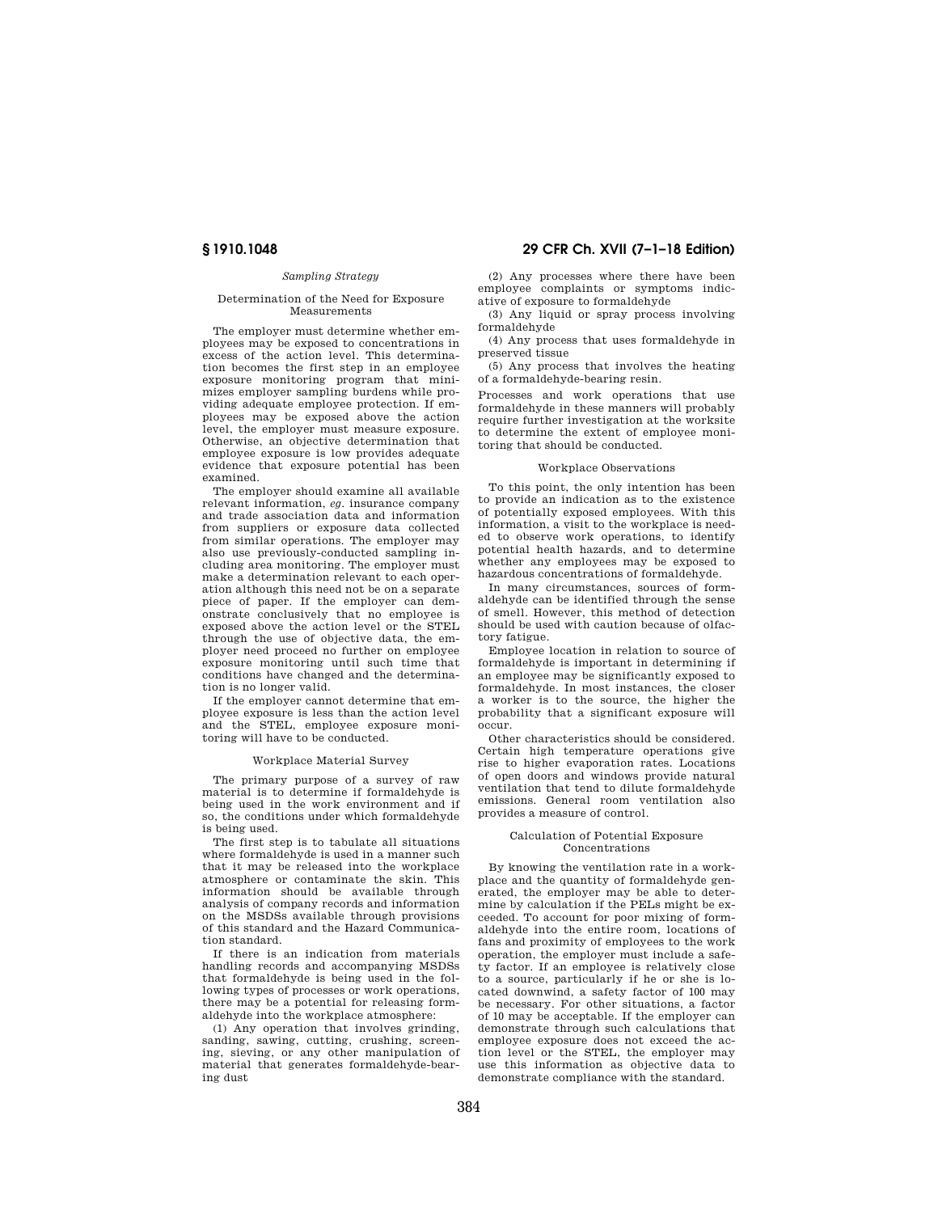*Sampling Strategy*

Determination of the Need for Exposure Measurements

The employer must determine whether employees may be exposed to concentrations in excess of the action level. This determination becomes the first step in an employee exposure monitoring program that minimizes employer sampling burdens while providing adequate employee protection. If employees may be exposed above the action level, the employer must measure exposure. Otherwise, an objective determination that employee exposure is low provides adequate evidence that exposure potential has been examined.

The employer should examine all available relevant information, *eg.* insurance company and trade association data and information from suppliers or exposure data collected from similar operations. The employer may also use previously-conducted sampling including area monitoring. The employer must make a determination relevant to each operation although this need not be on a separate piece of paper. If the employer can demonstrate conclusively that no employee is exposed above the action level or the STEL through the use of objective data, the employer need proceed no further on employee exposure monitoring until such time that conditions have changed and the determination is no longer valid.

If the employer cannot determine that employee exposure is less than the action level and the STEL, employee exposure monitoring will have to be conducted.

Workplace Material Survey

The primary purpose of a survey of raw material is to determine if formaldehyde is being used in the work environment and if so, the conditions under which formaldehyde is being used.

The first step is to tabulate all situations where formaldehyde is used in a manner such that it may be released into the workplace atmosphere or contaminate the skin. This information should be available through analysis of company records and information on the MSDSs available through provisions of this standard and the Hazard Communication standard.

If there is an indication from materials handling records and accompanying MSDSs that formaldehyde is being used in the following types of processes or work operations, there may be a potential for releasing formaldehyde into the workplace atmosphere:

(1) Any operation that involves grinding, sanding, sawing, cutting, crushing, screening, sieving, or any other manipulation of material that generates formaldehyde-bearing dust

(2) Any processes where there have been employee complaints or symptoms indicative of exposure to formaldehyde

(3) Any liquid or spray process involving formaldehyde

(4) Any process that uses formaldehyde in preserved tissue

(5) Any process that involves the heating of a formaldehyde-bearing resin.

Processes and work operations that use formaldehyde in these manners will probably require further investigation at the worksite to determine the extent of employee monitoring that should be conducted.

Workplace Observations

To this point, the only intention has been to provide an indication as to the existence of potentially exposed employees. With this information, a visit to the workplace is needed to observe work operations, to identify potential health hazards, and to determine whether any employees may be exposed to hazardous concentrations of formaldehyde.

In many circumstances, sources of formaldehyde can be identified through the sense of smell. However, this method of detection should be used with caution because of olfactory fatigue.

Employee location in relation to source of formaldehyde is important in determining if an employee may be significantly exposed to formaldehyde. In most instances, the closer a worker is to the source, the higher the probability that a significant exposure will occur.

Other characteristics should be considered. Certain high temperature operations give rise to higher evaporation rates. Locations of open doors and windows provide natural ventilation that tend to dilute formaldehyde emissions. General room ventilation also provides a measure of control.

Calculation of Potential Exposure Concentrations

By knowing the ventilation rate in a workplace and the quantity of formaldehyde generated, the employer may be able to determine by calculation if the PELs might be exceeded. To account for poor mixing of formaldehyde into the entire room, locations of fans and proximity of employees to the work operation, the employer must include a safety factor. If an employee is relatively close to a source, particularly if he or she is located downwind, a safety factor of 100 may be necessary. For other situations, a factor of 10 may be acceptable. If the employer can demonstrate through such calculations that employee exposure does not exceed the action level or the STEL, the employer may use this information as objective data to demonstrate compliance with the standard.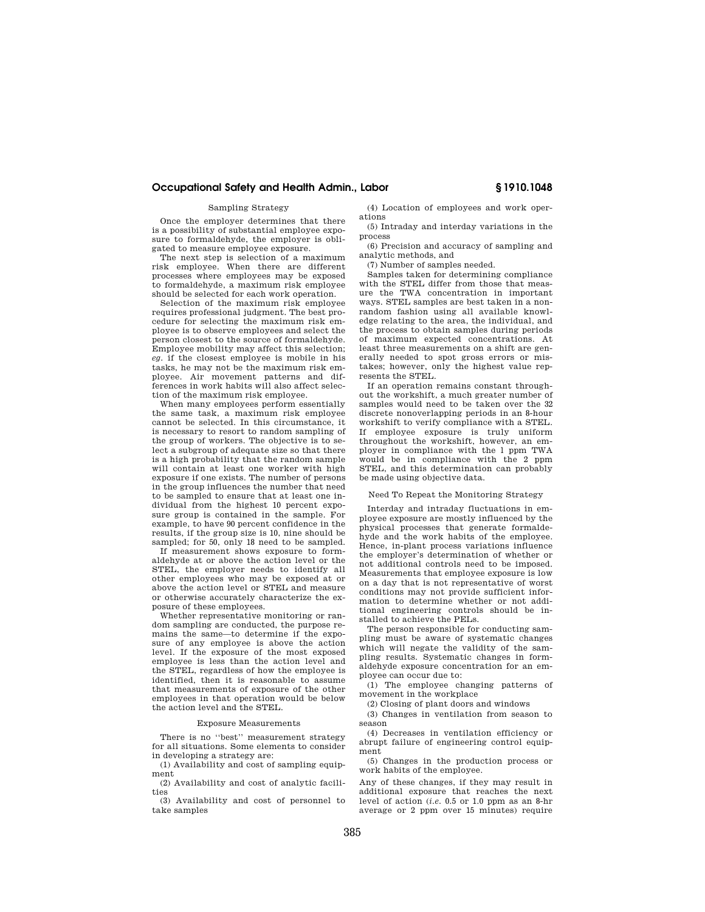### Sampling Strategy

Once the employer determines that there is a possibility of substantial employee exposure to formaldehyde, the employer is obligated to measure employee exposure.

The next step is selection of a maximum risk employee. When there are different processes where employees may be exposed to formaldehyde, a maximum risk employee should be selected for each work operation.

Selection of the maximum risk employee requires professional judgment. The best procedure for selecting the maximum risk employee is to observe employees and select the person closest to the source of formaldehyde. Employee mobility may affect this selection; *eg.* if the closest employee is mobile in his tasks, he may not be the maximum risk employee. Air movement patterns and differences in work habits will also affect selection of the maximum risk employee.

When many employees perform essentially the same task, a maximum risk employee cannot be selected. In this circumstance, it is necessary to resort to random sampling of the group of workers. The objective is to select a subgroup of adequate size so that there is a high probability that the random sample will contain at least one worker with high exposure if one exists. The number of persons in the group influences the number that need to be sampled to ensure that at least one individual from the highest 10 percent exposure group is contained in the sample. For example, to have 90 percent confidence in the results, if the group size is 10, nine should be sampled; for 50, only 18 need to be sampled.

If measurement shows exposure to formaldehyde at or above the action level or the STEL, the employer needs to identify all other employees who may be exposed at or above the action level or STEL and measure or otherwise accurately characterize the exposure of these employees.

Whether representative monitoring or random sampling are conducted, the purpose remains the same—to determine if the exposure of any employee is above the action level. If the exposure of the most exposed employee is less than the action level and the STEL, regardless of how the employee is identified, then it is reasonable to assume that measurements of exposure of the other employees in that operation would be below the action level and the STEL.

### Exposure Measurements

There is no ''best'' measurement strategy for all situations. Some elements to consider in developing a strategy are:

(1) Availability and cost of sampling equipment

(2) Availability and cost of analytic facilities

(3) Availability and cost of personnel to take samples

(4) Location of employees and work operations

(5) Intraday and interday variations in the process

(6) Precision and accuracy of sampling and analytic methods, and

(7) Number of samples needed.

Samples taken for determining compliance with the STEL differ from those that measure the TWA concentration in important ways. STEL samples are best taken in a nonrandom fashion using all available knowledge relating to the area, the individual, and the process to obtain samples during periods of maximum expected concentrations. At least three measurements on a shift are generally needed to spot gross errors or mistakes; however, only the highest value represents the STEL.

If an operation remains constant throughout the workshift, a much greater number of samples would need to be taken over the 32 discrete nonoverlapping periods in an 8-hour workshift to verify compliance with a STEL. If employee exposure is truly uniform throughout the workshift, however, an employer in compliance with the 1 ppm TWA would be in compliance with the 2 ppm STEL, and this determination can probably be made using objective data.

### Need To Repeat the Monitoring Strategy

Interday and intraday fluctuations in employee exposure are mostly influenced by the physical processes that generate formaldehyde and the work habits of the employee. Hence, in-plant process variations influence the employer's determination of whether or not additional controls need to be imposed. Measurements that employee exposure is low on a day that is not representative of worst conditions may not provide sufficient information to determine whether or not additional engineering controls should be installed to achieve the PELs.

The person responsible for conducting sampling must be aware of systematic changes which will negate the validity of the sampling results. Systematic changes in formaldehyde exposure concentration for an employee can occur due to:

(1) The employee changing patterns of movement in the workplace

(2) Closing of plant doors and windows

(3) Changes in ventilation from season to season

(4) Decreases in ventilation efficiency or abrupt failure of engineering control equipment

(5) Changes in the production process or work habits of the employee.

Any of these changes, if they may result in additional exposure that reaches the next level of action (*i.e.* 0.5 or 1.0 ppm as an 8-hr average or 2 ppm over 15 minutes) require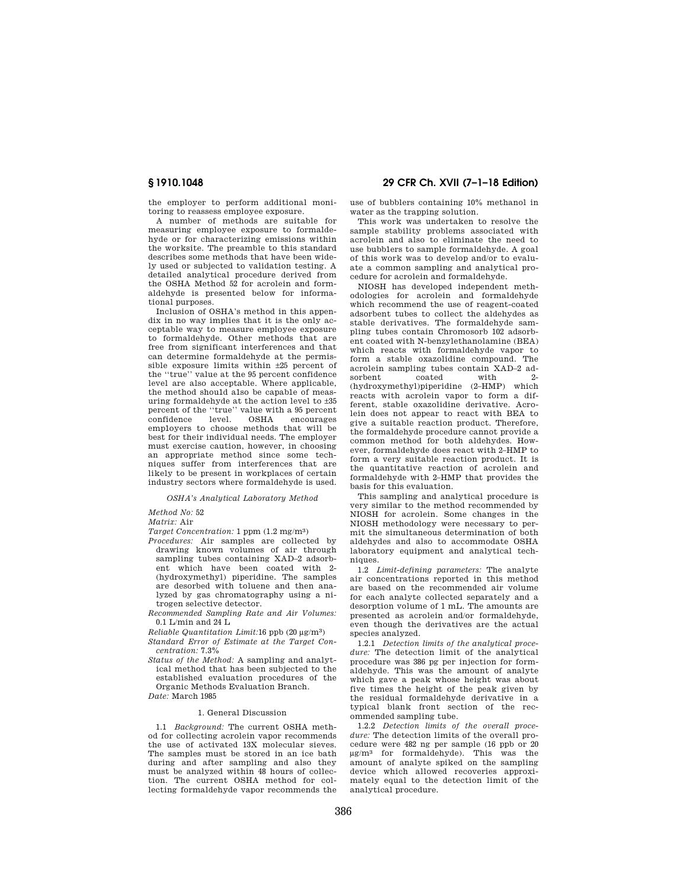the employer to perform additional monitoring to reassess employee exposure.

A number of methods are suitable for measuring employee exposure to formaldehyde or for characterizing emissions within the worksite. The preamble to this standard describes some methods that have been widely used or subjected to validation testing. A detailed analytical procedure derived from the OSHA Method 52 for acrolein and formaldehyde is presented below for informational purposes.

Inclusion of OSHA's method in this appendix in no way implies that it is the only acceptable way to measure employee exposure to formaldehyde. Other methods that are free from significant interferences and that can determine formaldehyde at the permissible exposure limits within ±25 percent of the "true" value at the 95 percent confidence level are also acceptable. Where applicable, the method should also be capable of measuring formaldehyde at the action level to ±35 percent of the "true" value with a 95 percent confidence level. OSHA encourages employers to choose methods that will be best for their individual needs. The employer must exercise caution, however, in choosing an appropriate method since some techniques suffer from interferences that are likely to be present in workplaces of certain industry sectors where formaldehyde is used.

*OSHA's Analytical Laboratory Method*

*Method No:* 52

*Matrix:* Air

*Target Concentration:* 1 ppm (1.2 mg/m$^3$)

*Procedures:* Air samples are collected by drawing known volumes of air through sampling tubes containing XAD–2 adsorbent which have been coated with 2-(hydroxymethyl) piperidine. The samples are desorbed with toluene and then analyzed by gas chromatography using a nitrogen selective detector.

*Recommended Sampling Rate and Air Volumes:* 0.1 L/min and 24 L

*Reliable Quantitation Limit:* 16 ppb (20 µg/m$^3$)

*Standard Error of Estimate at the Target Concentration:* 7.3%

*Status of the Method:* A sampling and analytical method that has been subjected to the established evaluation procedures of the Organic Methods Evaluation Branch.

*Date:* March 1985

## 1. General Discussion

1.1 *Background:* The current OSHA method for collecting acrolein vapor recommends the use of activated 13X molecular sieves. The samples must be stored in an ice bath during and after sampling and also they must be analyzed within 48 hours of collection. The current OSHA method for collecting formaldehyde vapor recommends the use of bubblers containing 10% methanol in water as the trapping solution.

This work was undertaken to resolve the sample stability problems associated with acrolein and also to eliminate the need to use bubblers to sample formaldehyde. A goal of this work was to develop and/or to evaluate a common sampling and analytical procedure for acrolein and formaldehyde.

NIOSH has developed independent methodologies for acrolein and formaldehyde which recommend the use of reagent-coated adsorbent tubes to collect the aldehydes as stable derivatives. The formaldehyde sampling tubes contain Chromosorb 102 adsorbent coated with N-benzylethanolamine (BEA) which reacts with formaldehyde vapor to form a stable oxazolidine compound. The acrolein sampling tubes contain XAD–2 adsorbent coated with 2-(hydroxymethyl)piperidine (2–HMP) which reacts with acrolein vapor to form a different, stable oxazolidine derivative. Acrolein does not appear to react with BEA to give a suitable reaction product. Therefore, the formaldehyde procedure cannot provide a common method for both aldehydes. However, formaldehyde does react with 2–HMP to form a very suitable reaction product. It is the quantitative reaction of acrolein and formaldehyde with 2–HMP that provides the basis for this evaluation.

This sampling and analytical procedure is very similar to the method recommended by NIOSH for acrolein. Some changes in the NIOSH methodology were necessary to permit the simultaneous determination of both aldehydes and also to accommodate OSHA laboratory equipment and analytical techniques.

1.2 *Limit-defining parameters:* The analyte air concentrations reported in this method are based on the recommended air volume for each analyte collected separately and a desorption volume of 1 mL. The amounts are presented as acrolein and/or formaldehyde, even though the derivatives are the actual species analyzed.

1.2.1 *Detection limits of the analytical procedure:* The detection limit of the analytical procedure was 386 pg per injection for formaldehyde. This was the amount of analyte which gave a peak whose height was about five times the height of the peak given by the residual formaldehyde derivative in a typical blank front section of the recommended sampling tube.

1.2.2 *Detection limits of the overall procedure:* The detection limits of the overall procedure were 482 ng per sample (16 ppb or 20 µg/m$^3$ for formaldehyde). This was the amount of analyte spiked on the sampling device which allowed recoveries approximately equal to the detection limit of the analytical procedure.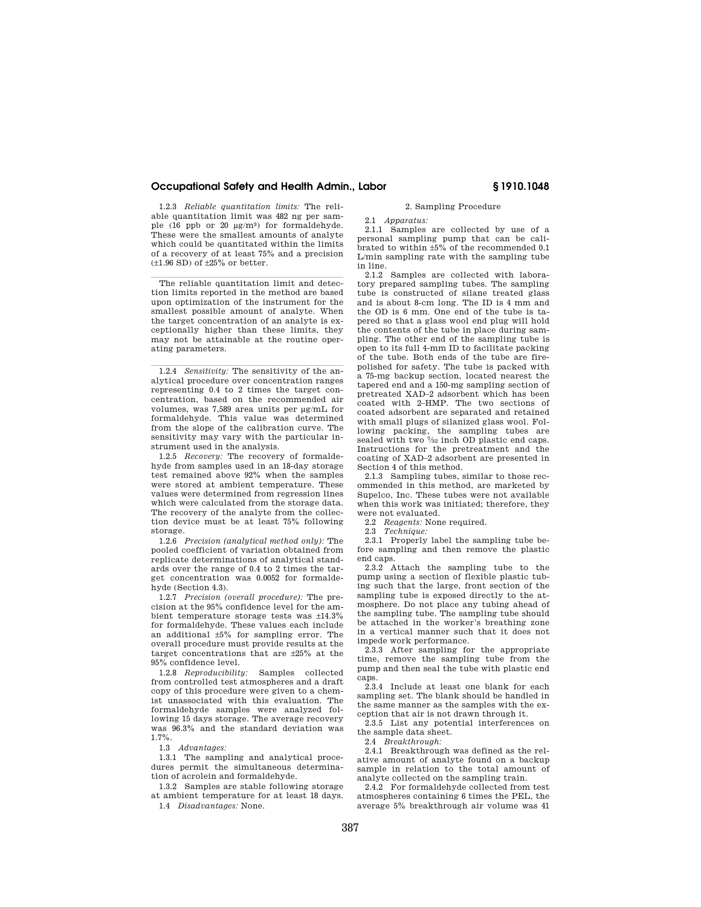1.2.3 *Reliable quantitation limits:* The reliable quantitation limit was 482 ng per sample (16 ppb or 20 µg/m³) for formaldehyde. These were the smallest amounts of analyte which could be quantitated within the limits of a recovery of at least 75% and a precision (±1.96 SD) of ±25% or better.

---

The reliable quantitation limit and detection limits reported in the method are based upon optimization of the instrument for the smallest possible amount of analyte. When the target concentration of an analyte is exceptionally higher than these limits, they may not be attainable at the routine operating parameters.

---

1.2.4 *Sensitivity:* The sensitivity of the analytical procedure over concentration ranges representing 0.4 to 2 times the target concentration, based on the recommended air volumes, was 7,589 area units per µg/mL for formaldehyde. This value was determined from the slope of the calibration curve. The sensitivity may vary with the particular instrument used in the analysis.

1.2.5 *Recovery:* The recovery of formaldehyde from samples used in an 18-day storage test remained above 92% when the samples were stored at ambient temperature. These values were determined from regression lines which were calculated from the storage data. The recovery of the analyte from the collection device must be at least 75% following storage.

1.2.6 *Precision (analytical method only):* The pooled coefficient of variation obtained from replicate determinations of analytical standards over the range of 0.4 to 2 times the target concentration was 0.0052 for formaldehyde (Section 4.3).

1.2.7 *Precision (overall procedure):* The precision at the 95% confidence level for the ambient temperature storage tests was ±14.3% for formaldehyde. These values each include an additional ±5% for sampling error. The overall procedure must provide results at the target concentrations that are ±25% at the 95% confidence level.

1.2.8 *Reproducibility:* Samples collected from controlled test atmospheres and a draft copy of this procedure were given to a chemist unassociated with this evaluation. The formaldehyde samples were analyzed following 15 days storage. The average recovery was 96.3% and the standard deviation was 1.7%.

1.3 *Advantages:*

1.3.1 The sampling and analytical procedures permit the simultaneous determination of acrolein and formaldehyde.

1.3.2 Samples are stable following storage at ambient temperature for at least 18 days.

1.4 *Disadvantages:* None.

2. Sampling Procedure

2.1 *Apparatus:*

2.1.1 Samples are collected by use of a personal sampling pump that can be calibrated to within ±5% of the recommended 0.1 L/min sampling rate with the sampling tube in line.

2.1.2 Samples are collected with laboratory prepared sampling tubes. The sampling tube is constructed of silane treated glass and is about 8-cm long. The ID is 4 mm and the OD is 6 mm. One end of the tube is tapered so that a glass wool end plug will hold the contents of the tube in place during sampling. The other end of the sampling tube is open to its full 4-mm ID to facilitate packing of the tube. Both ends of the tube are fire-polished for safety. The tube is packed with a 75-mg backup section, located nearest the tapered end and a 150-mg sampling section of pretreated XAD–2 adsorbent which has been coated with 2–HMP. The two sections of coated adsorbent are separated and retained with small plugs of silanized glass wool. Following packing, the sampling tubes are sealed with two 7⁄32 inch OD plastic end caps. Instructions for the pretreatment and the coating of XAD–2 adsorbent are presented in Section 4 of this method.

2.1.3 Sampling tubes, similar to those recommended in this method, are marketed by Supelco, Inc. These tubes were not available when this work was initiated; therefore, they were not evaluated.

2.2 *Reagents:* None required.

2.3 *Technique:*

2.3.1 Properly label the sampling tube before sampling and then remove the plastic end caps.

2.3.2 Attach the sampling tube to the pump using a section of flexible plastic tubing such that the large, front section of the sampling tube is exposed directly to the atmosphere. Do not place any tubing ahead of the sampling tube. The sampling tube should be attached in the worker's breathing zone in a vertical manner such that it does not impede work performance.

2.3.3 After sampling for the appropriate time, remove the sampling tube from the pump and then seal the tube with plastic end caps.

2.3.4 Include at least one blank for each sampling set. The blank should be handled in the same manner as the samples with the exception that air is not drawn through it.

2.3.5 List any potential interferences on the sample data sheet.

2.4 *Breakthrough:*

2.4.1 Breakthrough was defined as the relative amount of analyte found on a backup sample in relation to the total amount of analyte collected on the sampling train.

2.4.2 For formaldehyde collected from test atmospheres containing 6 times the PEL, the average 5% breakthrough air volume was 41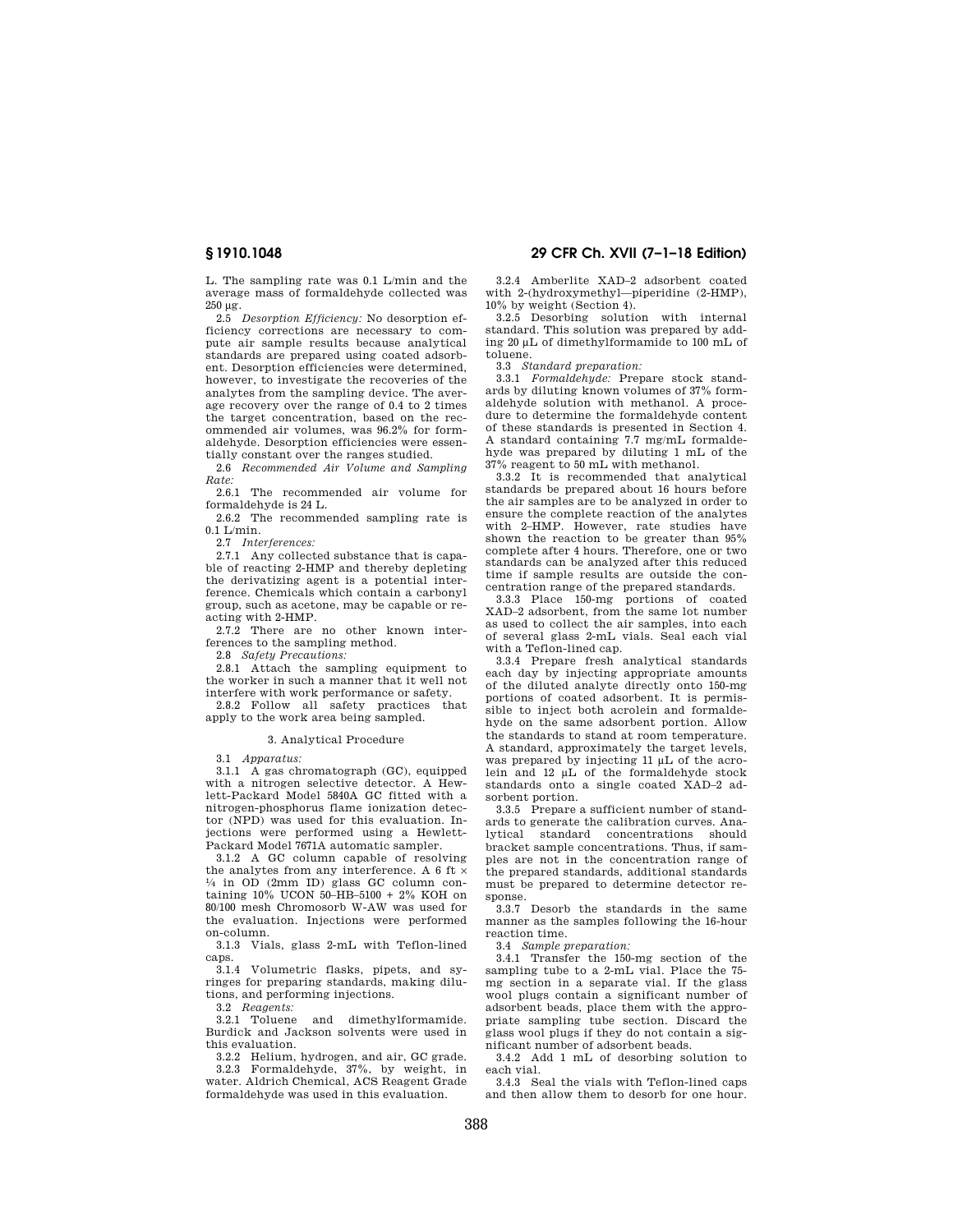L. The sampling rate was 0.1 L/min and the average mass of formaldehyde collected was 250 μg.

2.5 *Desorption Efficiency:* No desorption efficiency corrections are necessary to compute air sample results because analytical standards are prepared using coated adsorbent. Desorption efficiencies were determined, however, to investigate the recoveries of the analytes from the sampling device. The average recovery over the range of 0.4 to 2 times the target concentration, based on the recommended air volumes, was 96.2% for formaldehyde. Desorption efficiencies were essentially constant over the ranges studied.

2.6 *Recommended Air Volume and Sampling Rate:*

2.6.1 The recommended air volume for formaldehyde is 24 L.

2.6.2 The recommended sampling rate is 0.1 L/min.

2.7 *Interferences:*

2.7.1 Any collected substance that is capable of reacting 2-HMP and thereby depleting the derivatizing agent is a potential interference. Chemicals which contain a carbonyl group, such as acetone, may be capable or reacting with 2-HMP.

2.7.2 There are no other known interferences to the sampling method.

2.8 *Safety Precautions:*

2.8.1 Attach the sampling equipment to the worker in such a manner that it well not interfere with work performance or safety.

2.8.2 Follow all safety practices that apply to the work area being sampled.

3. Analytical Procedure

3.1 *Apparatus:*

3.1.1 A gas chromatograph (GC), equipped with a nitrogen selective detector. A Hewlett-Packard Model 5840A GC fitted with a nitrogen-phosphorus flame ionization detector (NPD) was used for this evaluation. Injections were performed using a Hewlett-Packard Model 7671A automatic sampler.

3.1.2 A GC column capable of resolving the analytes from any interference. A 6 ft × ¼ in OD (2mm ID) glass GC column containing 10% UCON 50–HB–5100 + 2% KOH on 80/100 mesh Chromosorb W-AW was used for the evaluation. Injections were performed on-column.

3.1.3 Vials, glass 2-mL with Teflon-lined caps.

3.1.4 Volumetric flasks, pipets, and syringes for preparing standards, making dilutions, and performing injections.

3.2 *Reagents:*

3.2.1 Toluene and dimethylformamide. Burdick and Jackson solvents were used in this evaluation.

3.2.2 Helium, hydrogen, and air, GC grade.

3.2.3 Formaldehyde, 37%, by weight, in water. Aldrich Chemical, ACS Reagent Grade formaldehyde was used in this evaluation.

3.2.4 Amberlite XAD–2 adsorbent coated with 2-(hydroxymethyl—piperidine (2-HMP), 10% by weight (Section 4).

3.2.5 Desorbing solution with internal standard. This solution was prepared by adding 20 μL of dimethylformamide to 100 mL of toluene.

3.3 *Standard preparation:*

3.3.1 *Formaldehyde:* Prepare stock standards by diluting known volumes of 37% formaldehyde solution with methanol. A procedure to determine the formaldehyde content of these standards is presented in Section 4. A standard containing 7.7 mg/mL formaldehyde was prepared by diluting 1 mL of the 37% reagent to 50 mL with methanol.

3.3.2 It is recommended that analytical standards be prepared about 16 hours before the air samples are to be analyzed in order to ensure the complete reaction of the analytes with 2–HMP. However, rate studies have shown the reaction to be greater than 95% complete after 4 hours. Therefore, one or two standards can be analyzed after this reduced time if sample results are outside the concentration range of the prepared standards.

3.3.3 Place 150-mg portions of coated XAD–2 adsorbent, from the same lot number as used to collect the air samples, into each of several glass 2-mL vials. Seal each vial with a Teflon-lined cap.

3.3.4 Prepare fresh analytical standards each day by injecting appropriate amounts of the diluted analyte directly onto 150-mg portions of coated adsorbent. It is permissible to inject both acrolein and formaldehyde on the same adsorbent portion. Allow the standards to stand at room temperature. A standard, approximately the target levels, was prepared by injecting 11 μL of the acrolein and 12 μL of the formaldehyde stock standards onto a single coated XAD–2 adsorbent portion.

3.3.5 Prepare a sufficient number of standards to generate the calibration curves. Analytical standard concentrations should bracket sample concentrations. Thus, if samples are not in the concentration range of the prepared standards, additional standards must be prepared to determine detector response.

3.3.7 Desorb the standards in the same manner as the samples following the 16-hour reaction time.

3.4 *Sample preparation:*

3.4.1 Transfer the 150-mg section of the sampling tube to a 2-mL vial. Place the 75-mg section in a separate vial. If the glass wool plugs contain a significant number of adsorbent beads, place them with the appropriate sampling tube section. Discard the glass wool plugs if they do not contain a significant number of adsorbent beads.

3.4.2 Add 1 mL of desorbing solution to each vial.

3.4.3 Seal the vials with Teflon-lined caps and then allow them to desorb for one hour.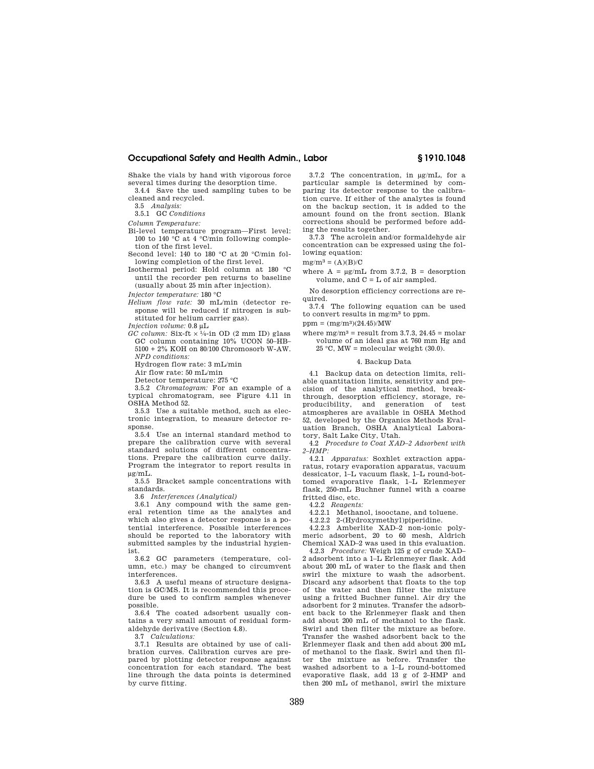Shake the vials by hand with vigorous force several times during the desorption time.

3.4.4 Save the used sampling tubes to be cleaned and recycled.

3.5 *Analysis:*

3.5.1 GC *Conditions*

*Column Temperature:*

Bi-level temperature program—First level: 100 to 140 °C at 4 °C/min following completion of the first level.

Second level: 140 to 180 °C at 20 °C/min following completion of the first level.

Isothermal period: Hold column at 180 °C until the recorder pen returns to baseline (usually about 25 min after injection).

*Injector temperature:* 180 °C

*Helium flow rate:* 30 mL/min (detector response will be reduced if nitrogen is substituted for helium carrier gas).

*Injection volume:* 0.8 µL

*GC column:* Six-ft × ¼-in OD (2 mm ID) glass GC column containing 10% UCON 50–HB–5100 + 2% KOH on 80/100 Chromosorb W-AW.

*NPD conditions:*

Hydrogen flow rate: 3 mL/min

Air flow rate: 50 mL/min

Detector temperature: 275 °C

3.5.2 *Chromatogram:* For an example of a typical chromatogram, see Figure 4.11 in OSHA Method 52.

3.5.3 Use a suitable method, such as electronic integration, to measure detector response.

3.5.4 Use an internal standard method to prepare the calibration curve with several standard solutions of different concentrations. Prepare the calibration curve daily. Program the integrator to report results in µg/mL.

3.5.5 Bracket sample concentrations with standards.

3.6 *Interferences (Analytical)*

3.6.1 Any compound with the same general retention time as the analytes and which also gives a detector response is a potential interference. Possible interferences should be reported to the laboratory with submitted samples by the industrial hygienist.

3.6.2 GC parameters (temperature, column, etc.) may be changed to circumvent interferences.

3.6.3 A useful means of structure designation is GC/MS. It is recommended this procedure be used to confirm samples whenever possible.

3.6.4 The coated adsorbent usually contains a very small amount of residual formaldehyde derivative (Section 4.8).

3.7 *Calculations:*

3.7.1 Results are obtained by use of calibration curves. Calibration curves are prepared by plotting detector response against concentration for each standard. The best line through the data points is determined by curve fitting.

3.7.2 The concentration, in µg/mL, for a particular sample is determined by comparing its detector response to the calibration curve. If either of the analytes is found on the backup section, it is added to the amount found on the front section. Blank corrections should be performed before adding the results together.

3.7.3 The acrolein and/or formaldehyde air concentration can be expressed using the following equation:

$$mg/m^3 = (A)(B)/C$$

where A = µg/mL from 3.7.2, B = desorption volume, and C = L of air sampled.

No desorption efficiency corrections are required.

3.7.4 The following equation can be used to convert results in $mg/m^3$ to ppm.

$$ppm = (mg/m^3)(24.45)/MW$$

where $mg/m^3$ = result from 3.7.3, 24.45 = molar volume of an ideal gas at 760 mm Hg and 25 °C, MW = molecular weight (30.0).

## 4. Backup Data

4.1 Backup data on detection limits, reliable quantitation limits, sensitivity and precision of the analytical method, breakthrough, desorption efficiency, storage, reproducibility, and generation of test atmospheres are available in OSHA Method 52, developed by the Organics Methods Evaluation Branch, OSHA Analytical Laboratory, Salt Lake City, Utah.

4.2 *Procedure to Coat XAD–2 Adsorbent with 2–HMP:*

4.2.1 *Apparatus:* Soxhlet extraction apparatus, rotary evaporation apparatus, vacuum dessicator, 1–L vacuum flask, 1–L round-bottomed evaporative flask, 1–L Erlenmeyer flask, 250-mL Buchner funnel with a coarse fritted disc, etc.

4.2.2 *Reagents:*

4.2.2.1 Methanol, isooctane, and toluene.

4.2.2.2 2-(Hydroxymethyl)piperidine.

4.2.2.3 Amberlite XAD–2 non-ionic polymeric adsorbent, 20 to 60 mesh, Aldrich Chemical XAD–2 was used in this evaluation.

4.2.3 *Procedure:* Weigh 125 g of crude XAD–2 adsorbent into a 1–L Erlenmeyer flask. Add about 200 mL of water to the flask and then swirl the mixture to wash the adsorbent. Discard any adsorbent that floats to the top of the water and then filter the mixture using a fritted Buchner funnel. Air dry the adsorbent for 2 minutes. Transfer the adsorbent back to the Erlenmeyer flask and then add about 200 mL of methanol to the flask. Swirl and then filter the mixture as before. Transfer the washed adsorbent back to the Erlenmeyer flask and then add about 200 mL of methanol to the flask. Swirl and then filter the mixture as before. Transfer the washed adsorbent to a 1–L round-bottomed evaporative flask, add 13 g of 2–HMP and then 200 mL of methanol, swirl the mixture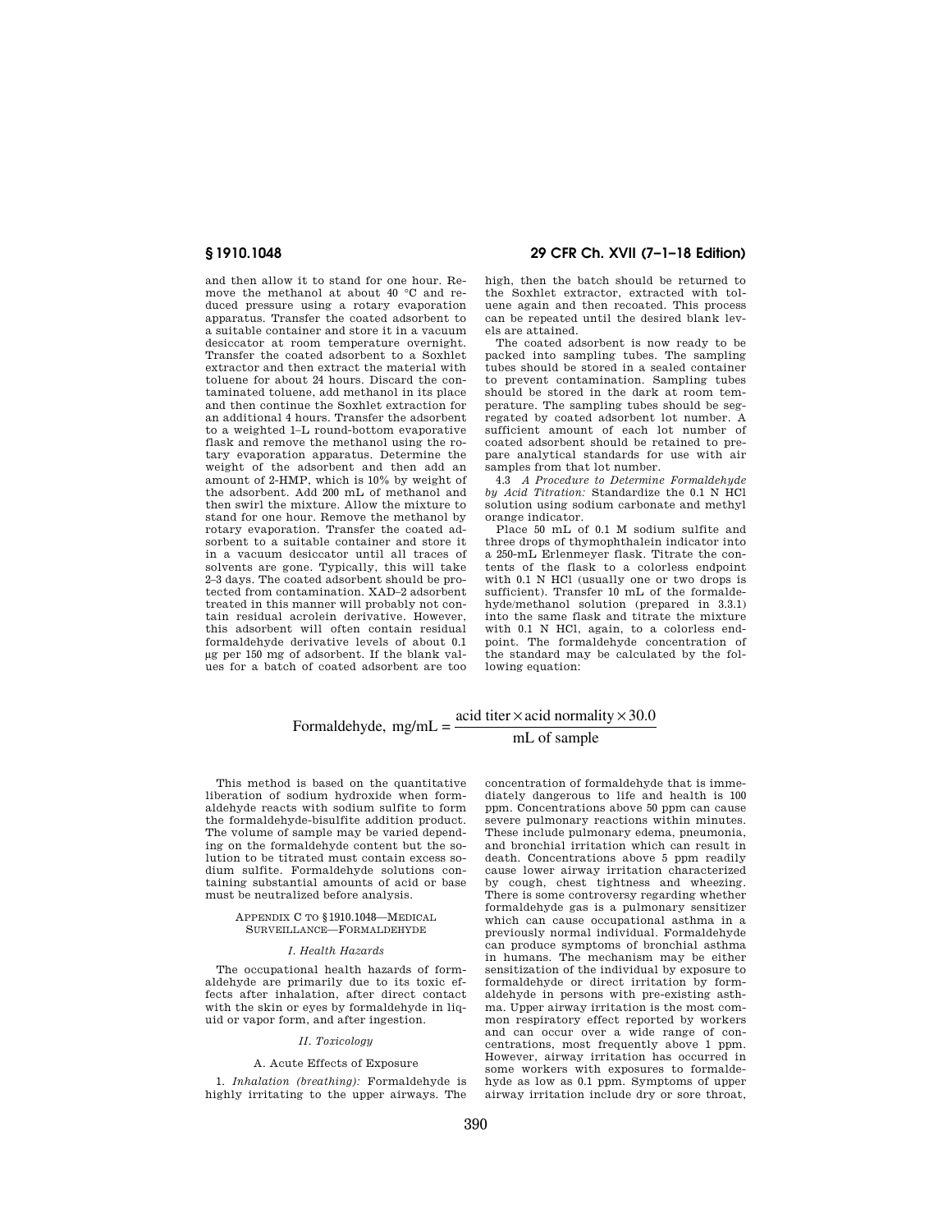and then allow it to stand for one hour. Remove the methanol at about 40 °C and reduced pressure using a rotary evaporation apparatus. Transfer the coated adsorbent to a suitable container and store it in a vacuum desiccator at room temperature overnight. Transfer the coated adsorbent to a Soxhlet extractor and then extract the material with toluene for about 24 hours. Discard the contaminated toluene, add methanol in its place and then continue the Soxhlet extraction for an additional 4 hours. Transfer the adsorbent to a weighted 1–L round-bottom evaporative flask and remove the methanol using the rotary evaporation apparatus. Determine the weight of the adsorbent and then add an amount of 2-HMP, which is 10% by weight of the adsorbent. Add 200 mL of methanol and then swirl the mixture. Allow the mixture to stand for one hour. Remove the methanol by rotary evaporation. Transfer the coated adsorbent to a suitable container and store it in a vacuum desiccator until all traces of solvents are gone. Typically, this will take 2–3 days. The coated adsorbent should be protected from contamination. XAD–2 adsorbent treated in this manner will probably not contain residual acrolein derivative. However, this adsorbent will often contain residual formaldehyde derivative levels of about 0.1 µg per 150 mg of adsorbent. If the blank values for a batch of coated adsorbent are too high, then the batch should be returned to the Soxhlet extractor, extracted with toluene again and then recoated. This process can be repeated until the desired blank levels are attained.

The coated adsorbent is now ready to be packed into sampling tubes. The sampling tubes should be stored in a sealed container to prevent contamination. Sampling tubes should be stored in the dark at room temperature. The sampling tubes should be segregated by coated adsorbent lot number. A sufficient amount of each lot number of coated adsorbent should be retained to prepare analytical standards for use with air samples from that lot number.

4.3 *A Procedure to Determine Formaldehyde by Acid Titration:* Standardize the 0.1 N HCl solution using sodium carbonate and methyl orange indicator.

Place 50 mL of 0.1 M sodium sulfite and three drops of thymophthalein indicator into a 250-mL Erlenmeyer flask. Titrate the contents of the flask to a colorless endpoint with 0.1 N HCl (usually one or two drops is sufficient). Transfer 10 mL of the formaldehyde/methanol solution (prepared in 3.3.1) into the same flask and titrate the mixture with 0.1 N HCl, again, to a colorless endpoint. The formaldehyde concentration of the standard may be calculated by the following equation:

$$\text{Formaldehyde, mg/mL} = \frac{\text{acid titer} \times \text{acid normality} \times 30.0}{\text{mL of sample}}$$

This method is based on the quantitative liberation of sodium hydroxide when formaldehyde reacts with sodium sulfite to form the formaldehyde-bisulfite addition product. The volume of sample may be varied depending on the formaldehyde content but the solution to be titrated must contain excess sodium sulfite. Formaldehyde solutions containing substantial amounts of acid or base must be neutralized before analysis.

## APPENDIX C TO §1910.1048—MEDICAL SURVEILLANCE—FORMALDEHYDE

### *I. Health Hazards*

The occupational health hazards of formaldehyde are primarily due to its toxic effects after inhalation, after direct contact with the skin or eyes by formaldehyde in liquid or vapor form, and after ingestion.

### *II. Toxicology*

#### A. Acute Effects of Exposure

1. *Inhalation (breathing):* Formaldehyde is highly irritating to the upper airways. The concentration of formaldehyde that is immediately dangerous to life and health is 100 ppm. Concentrations above 50 ppm can cause severe pulmonary reactions within minutes. These include pulmonary edema, pneumonia, and bronchial irritation which can result in death. Concentrations above 5 ppm readily cause lower airway irritation characterized by cough, chest tightness and wheezing. There is some controversy regarding whether formaldehyde gas is a pulmonary sensitizer which can cause occupational asthma in a previously normal individual. Formaldehyde can produce symptoms of bronchial asthma in humans. The mechanism may be either sensitization of the individual by exposure to formaldehyde or direct irritation by formaldehyde in persons with pre-existing asthma. Upper airway irritation is the most common respiratory effect reported by workers and can occur over a wide range of concentrations, most frequently above 1 ppm. However, airway irritation has occurred in some workers with exposures to formaldehyde as low as 0.1 ppm. Symptoms of upper airway irritation include dry or sore throat,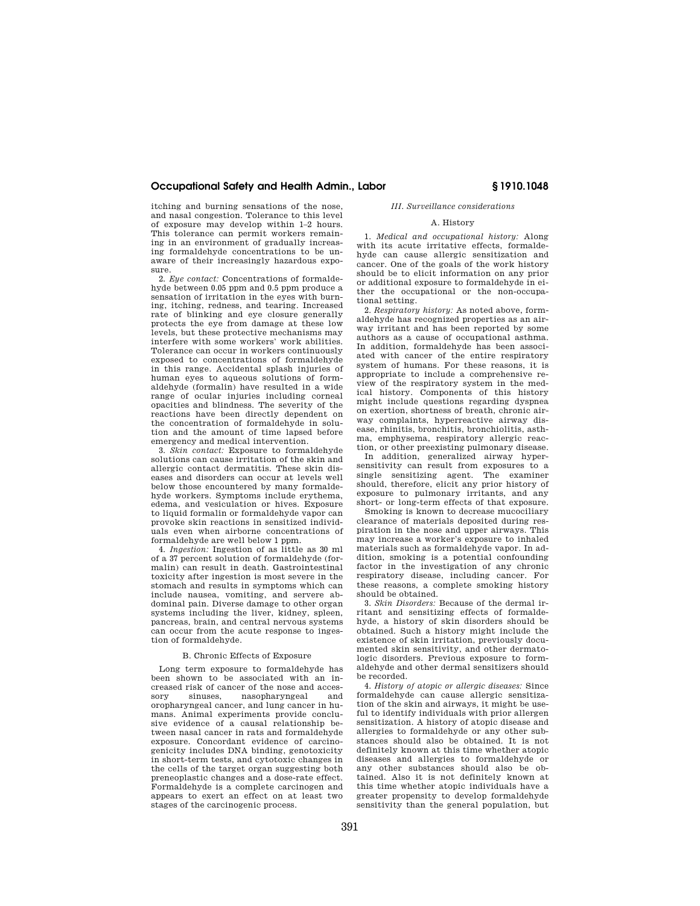itching and burning sensations of the nose, and nasal congestion. Tolerance to this level of exposure may develop within 1–2 hours. This tolerance can permit workers remaining in an environment of gradually increasing formaldehyde concentrations to be unaware of their increasingly hazardous exposure.

2. *Eye contact:* Concentrations of formaldehyde between 0.05 ppm and 0.5 ppm produce a sensation of irritation in the eyes with burning, itching, redness, and tearing. Increased rate of blinking and eye closure generally protects the eye from damage at these low levels, but these protective mechanisms may interfere with some workers' work abilities. Tolerance can occur in workers continuously exposed to concentrations of formaldehyde in this range. Accidental splash injuries of human eyes to aqueous solutions of formaldehyde (formalin) have resulted in a wide range of ocular injuries including corneal opacities and blindness. The severity of the reactions have been directly dependent on the concentration of formaldehyde in solution and the amount of time lapsed before emergency and medical intervention.

3. *Skin contact:* Exposure to formaldehyde solutions can cause irritation of the skin and allergic contact dermatitis. These skin diseases and disorders can occur at levels well below those encountered by many formaldehyde workers. Symptoms include erythema, edema, and vesiculation or hives. Exposure to liquid formalin or formaldehyde vapor can provoke skin reactions in sensitized individuals even when airborne concentrations of formaldehyde are well below 1 ppm.

4. *Ingestion:* Ingestion of as little as 30 ml of a 37 percent solution of formaldehyde (formalin) can result in death. Gastrointestinal toxicity after ingestion is most severe in the stomach and results in symptoms which can include nausea, vomiting, and servere abdominal pain. Diverse damage to other organ systems including the liver, kidney, spleen, pancreas, brain, and central nervous systems can occur from the acute response to ingestion of formaldehyde.

B. Chronic Effects of Exposure

Long term exposure to formaldehyde has been shown to be associated with an increased risk of cancer of the nose and accessory sinuses, nasopharyngeal and oropharyngeal cancer, and lung cancer in humans. Animal experiments provide conclusive evidence of a causal relationship between nasal cancer in rats and formaldehyde exposure. Concordant evidence of carcinogenicity includes DNA binding, genotoxicity in short-term tests, and cytotoxic changes in the cells of the target organ suggesting both preneoplastic changes and a dose-rate effect. Formaldehyde is a complete carcinogen and appears to exert an effect on at least two stages of the carcinogenic process.

*III. Surveillance considerations*

A. History

1. *Medical and occupational history:* Along with its acute irritative effects, formaldehyde can cause allergic sensitization and cancer. One of the goals of the work history should be to elicit information on any prior or additional exposure to formaldehyde in either the occupational or the non-occupational setting.

2. *Respiratory history:* As noted above, formaldehyde has recognized properties as an airway irritant and has been reported by some authors as a cause of occupational asthma. In addition, formaldehyde has been associated with cancer of the entire respiratory system of humans. For these reasons, it is appropriate to include a comprehensive review of the respiratory system in the medical history. Components of this history might include questions regarding dyspnea on exertion, shortness of breath, chronic airway complaints, hyperreactive airway disease, rhinitis, bronchitis, bronchiolitis, asthma, emphysema, respiratory allergic reaction, or other preexisting pulmonary disease.

In addition, generalized airway hypersensitivity can result from exposures to a single sensitizing agent. The examiner should, therefore, elicit any prior history of exposure to pulmonary irritants, and any short- or long-term effects of that exposure.

Smoking is known to decrease mucociliary clearance of materials deposited during respiration in the nose and upper airways. This may increase a worker's exposure to inhaled materials such as formaldehyde vapor. In addition, smoking is a potential confounding factor in the investigation of any chronic respiratory disease, including cancer. For these reasons, a complete smoking history should be obtained.

3. *Skin Disorders:* Because of the dermal irritant and sensitizing effects of formaldehyde, a history of skin disorders should be obtained. Such a history might include the existence of skin irritation, previously documented skin sensitivity, and other dermatologic disorders. Previous exposure to formaldehyde and other dermal sensitizers should be recorded.

4. *History of atopic or allergic diseases:* Since formaldehyde can cause allergic sensitization of the skin and airways, it might be useful to identify individuals with prior allergen sensitization. A history of atopic disease and allergies to formaldehyde or any other substances should also be obtained. It is not definitely known at this time whether atopic diseases and allergies to formaldehyde or any other substances should also be obtained. Also it is not definitely known at this time whether atopic individuals have a greater propensity to develop formaldehyde sensitivity than the general population, but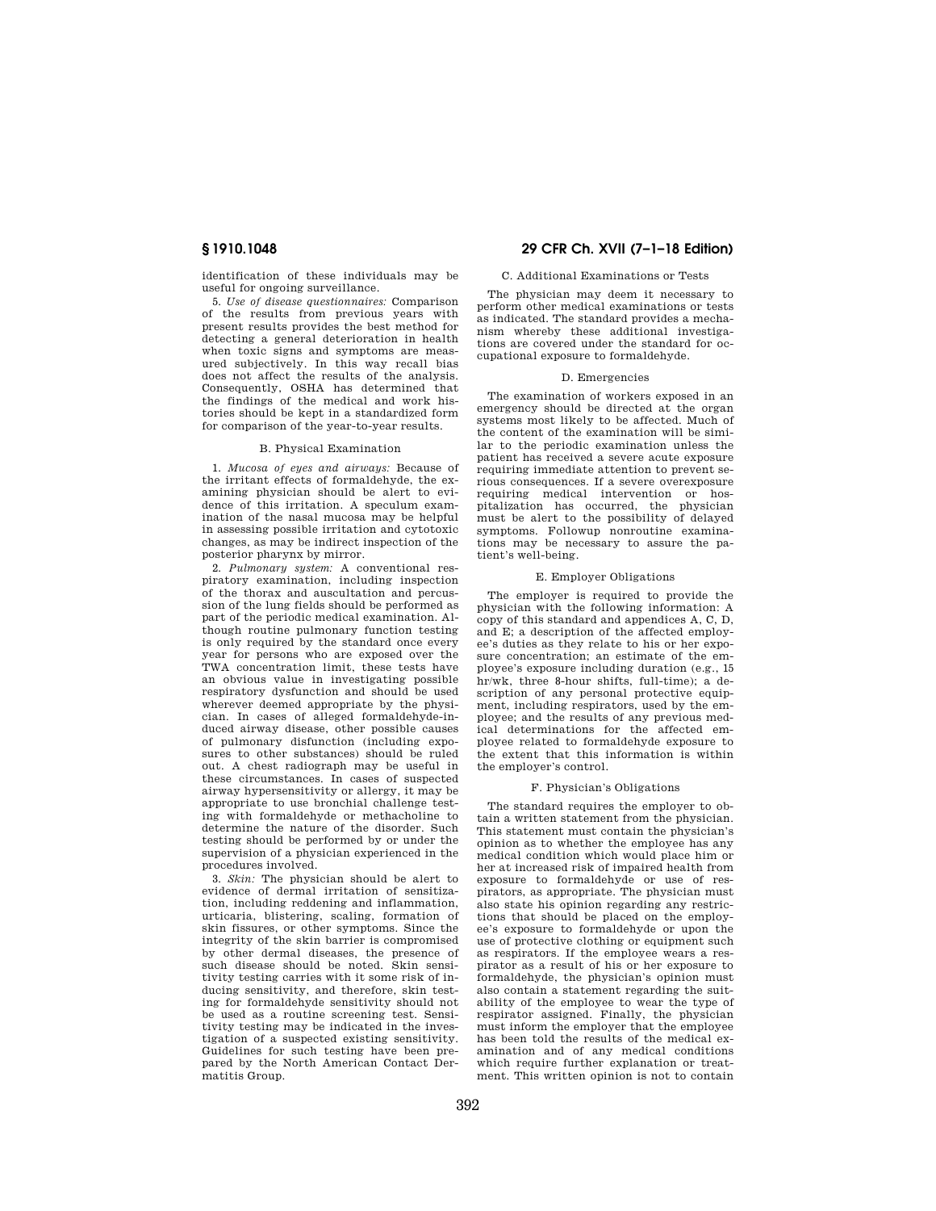identification of these individuals may be useful for ongoing surveillance.

5. *Use of disease questionnaires:* Comparison of the results from previous years with present results provides the best method for detecting a general deterioration in health when toxic signs and symptoms are measured subjectively. In this way recall bias does not affect the results of the analysis. Consequently, OSHA has determined that the findings of the medical and work histories should be kept in a standardized form for comparison of the year-to-year results.

### B. Physical Examination

1. *Mucosa of eyes and airways:* Because of the irritant effects of formaldehyde, the examining physician should be alert to evidence of this irritation. A speculum examination of the nasal mucosa may be helpful in assessing possible irritation and cytotoxic changes, as may be indirect inspection of the posterior pharynx by mirror.

2. *Pulmonary system:* A conventional respiratory examination, including inspection of the thorax and auscultation and percussion of the lung fields should be performed as part of the periodic medical examination. Although routine pulmonary function testing is only required by the standard once every year for persons who are exposed over the TWA concentration limit, these tests have an obvious value in investigating possible respiratory dysfunction and should be used wherever deemed appropriate by the physician. In cases of alleged formaldehyde-induced airway disease, other possible causes of pulmonary disfunction (including exposures to other substances) should be ruled out. A chest radiograph may be useful in these circumstances. In cases of suspected airway hypersensitivity or allergy, it may be appropriate to use bronchial challenge testing with formaldehyde or methacholine to determine the nature of the disorder. Such testing should be performed by or under the supervision of a physician experienced in the procedures involved.

3. *Skin:* The physician should be alert to evidence of dermal irritation of sensitization, including reddening and inflammation, urticaria, blistering, scaling, formation of skin fissures, or other symptoms. Since the integrity of the skin barrier is compromised by other dermal diseases, the presence of such disease should be noted. Skin sensitivity testing carries with it some risk of inducing sensitivity, and therefore, skin testing for formaldehyde sensitivity should not be used as a routine screening test. Sensitivity testing may be indicated in the investigation of a suspected existing sensitivity. Guidelines for such testing have been prepared by the North American Contact Dermatitis Group.

### C. Additional Examinations or Tests

The physician may deem it necessary to perform other medical examinations or tests as indicated. The standard provides a mechanism whereby these additional investigations are covered under the standard for occupational exposure to formaldehyde.

### D. Emergencies

The examination of workers exposed in an emergency should be directed at the organ systems most likely to be affected. Much of the content of the examination will be similar to the periodic examination unless the patient has received a severe acute exposure requiring immediate attention to prevent serious consequences. If a severe overexposure requiring medical intervention or hospitalization has occurred, the physician must be alert to the possibility of delayed symptoms. Followup nonroutine examinations may be necessary to assure the patient's well-being.

### E. Employer Obligations

The employer is required to provide the physician with the following information: A copy of this standard and appendices A, C, D, and E; a description of the affected employee's duties as they relate to his or her exposure concentration; an estimate of the employee's exposure including duration (e.g., 15 hr/wk, three 8-hour shifts, full-time); a description of any personal protective equipment, including respirators, used by the employee; and the results of any previous medical determinations for the affected employee related to formaldehyde exposure to the extent that this information is within the employer's control.

### F. Physician's Obligations

The standard requires the employer to obtain a written statement from the physician. This statement must contain the physician's opinion as to whether the employee has any medical condition which would place him or her at increased risk of impaired health from exposure to formaldehyde or use of respirators, as appropriate. The physician must also state his opinion regarding any restrictions that should be placed on the employee's exposure to formaldehyde or upon the use of protective clothing or equipment such as respirators. If the employee wears a respirator as a result of his or her exposure to formaldehyde, the physician's opinion must also contain a statement regarding the suitability of the employee to wear the type of respirator assigned. Finally, the physician must inform the employer that the employee has been told the results of the medical examination and of any medical conditions which require further explanation or treatment. This written opinion is not to contain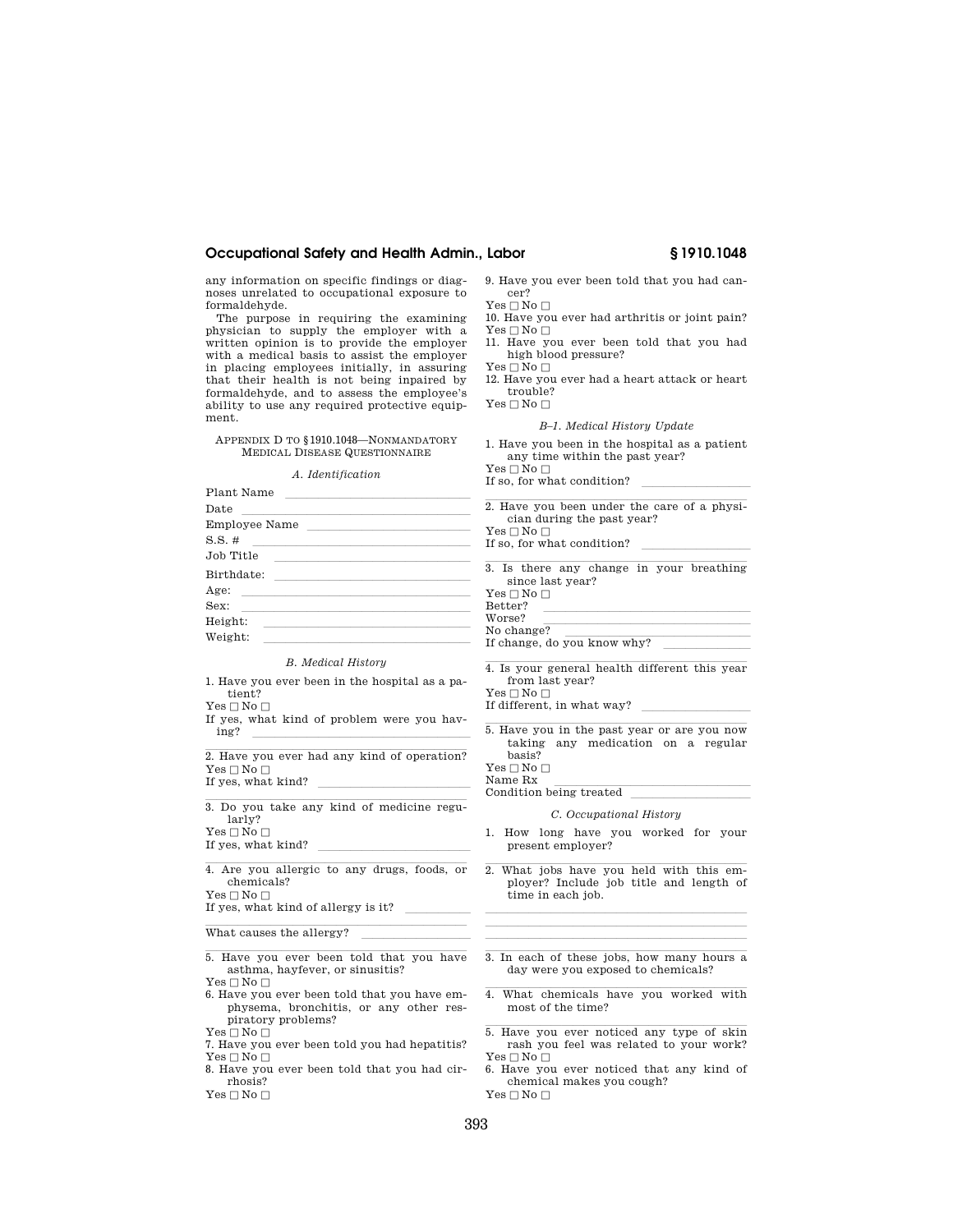any information on specific findings or diagnoses unrelated to occupational exposure to formaldehyde.

The purpose in requiring the examining physician to supply the employer with a written opinion is to provide the employer with a medical basis to assist the employer in placing employees initially, in assuring that their health is not being inpaired by formaldehyde, and to assess the employee's ability to use any required protective equipment.

## Appendix D to §1910.1048—Nonmandatory Medical Disease Questionnaire

### *A. Identification*

Plant Name \_\_\_\_\_\_\_\_\_\_

Date \_\_\_\_\_\_\_\_\_\_

Employee Name \_\_\_\_\_\_\_\_\_\_

S.S. # \_\_\_\_\_\_\_\_\_\_

Job Title \_\_\_\_\_\_\_\_\_\_

Birthdate: \_\_\_\_\_\_\_\_\_\_

Age: \_\_\_\_\_\_\_\_\_\_

Sex: \_\_\_\_\_\_\_\_\_\_

Height: \_\_\_\_\_\_\_\_\_\_

Weight: \_\_\_\_\_\_\_\_\_\_

### *B. Medical History*

1. Have you ever been in the hospital as a patient?
   Yes ☐ No ☐
   If yes, what kind of problem were you having? \_\_\_\_\_\_\_\_\_\_

2. Have you ever had any kind of operation?
   Yes ☐ No ☐
   If yes, what kind? \_\_\_\_\_\_\_\_\_\_

3. Do you take any kind of medicine regularly?
   Yes ☐ No ☐
   If yes, what kind? \_\_\_\_\_\_\_\_\_\_

4. Are you allergic to any drugs, foods, or chemicals?
   Yes ☐ No ☐
   If yes, what kind of allergy is it? \_\_\_\_\_\_\_\_\_\_
   What causes the allergy? \_\_\_\_\_\_\_\_\_\_

5. Have you ever been told that you have asthma, hayfever, or sinusitis?
   Yes ☐ No ☐

6. Have you ever been told that you have emphysema, bronchitis, or any other respiratory problems?
   Yes ☐ No ☐

7. Have you ever been told you had hepatitis?
   Yes ☐ No ☐

8. Have you ever been told that you had cirrhosis?
   Yes ☐ No ☐

9. Have you ever been told that you had cancer?
   Yes ☐ No ☐

10. Have you ever had arthritis or joint pain?
    Yes ☐ No ☐

11. Have you ever been told that you had high blood pressure?
    Yes ☐ No ☐

12. Have you ever had a heart attack or heart trouble?
    Yes ☐ No ☐

### *B–1. Medical History Update*

1. Have you been in the hospital as a patient any time within the past year?
   Yes ☐ No ☐
   If so, for what condition? \_\_\_\_\_\_\_\_\_\_

2. Have you been under the care of a physician during the past year?
   Yes ☐ No ☐
   If so, for what condition? \_\_\_\_\_\_\_\_\_\_

3. Is there any change in your breathing since last year?
   Yes ☐ No ☐
   Better? \_\_\_\_\_\_\_\_\_\_
   Worse? \_\_\_\_\_\_\_\_\_\_
   No change? \_\_\_\_\_\_\_\_\_\_
   If change, do you know why? \_\_\_\_\_\_\_\_\_\_

4. Is your general health different this year from last year?
   Yes ☐ No ☐
   If different, in what way? \_\_\_\_\_\_\_\_\_\_

5. Have you in the past year or are you now taking any medication on a regular basis?
   Yes ☐ No ☐
   Name Rx \_\_\_\_\_\_\_\_\_\_
   Condition being treated \_\_\_\_\_\_\_\_\_\_

### *C. Occupational History*

1. How long have you worked for your present employer?
   \_\_\_\_\_\_\_\_\_\_

2. What jobs have you held with this employer? Include job title and length of time in each job.
   \_\_\_\_\_\_\_\_\_\_

3. In each of these jobs, how many hours a day were you exposed to chemicals?
   \_\_\_\_\_\_\_\_\_\_

4. What chemicals have you worked with most of the time?
   \_\_\_\_\_\_\_\_\_\_

5. Have you ever noticed any type of skin rash you feel was related to your work?
   Yes ☐ No ☐

6. Have you ever noticed that any kind of chemical makes you cough?
   Yes ☐ No ☐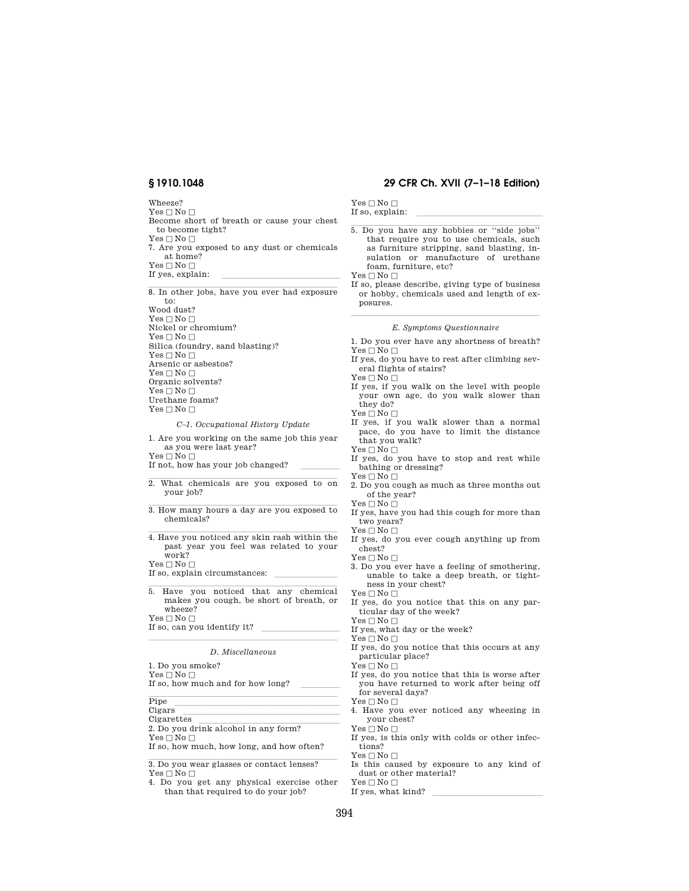Wheeze?
Yes ☐ No ☐
Become short of breath or cause your chest to become tight?
Yes ☐ No ☐
7. Are you exposed to any dust or chemicals at home?
Yes ☐ No ☐
If yes, explain: \_\_\_\_\_\_\_\_\_\_\_\_\_\_\_\_\_\_\_\_

8. In other jobs, have you ever had exposure to:
Wood dust?
Yes ☐ No ☐
Nickel or chromium?
Yes ☐ No ☐
Silica (foundry, sand blasting)?
Yes ☐ No ☐
Arsenic or asbestos?
Yes ☐ No ☐
Organic solvents?
Yes ☐ No ☐
Urethane foams?
Yes ☐ No ☐

*C–1. Occupational History Update*

1. Are you working on the same job this year as you were last year?
Yes ☐ No ☐
If not, how has your job changed? \_\_\_\_\_\_\_\_

2. What chemicals are you exposed to on your job?

3. How many hours a day are you exposed to chemicals?

4. Have you noticed any skin rash within the past year you feel was related to your work?
Yes ☐ No ☐
If so, explain circumstances: \_\_\_\_\_\_\_\_\_\_\_\_

5. Have you noticed that any chemical makes you cough, be short of breath, or wheeze?
Yes ☐ No ☐
If so, can you identify it? \_\_\_\_\_\_\_\_\_\_\_\_\_\_

*D. Miscellaneous*

1. Do you smoke?
Yes ☐ No ☐
If so, how much and for how long? \_\_\_\_\_\_\_\_

Pipe \_\_\_\_\_\_\_\_\_\_\_\_\_\_\_\_\_\_\_\_
Cigars \_\_\_\_\_\_\_\_\_\_\_\_\_\_\_\_\_\_\_\_
Cigarettes \_\_\_\_\_\_\_\_\_\_\_\_\_\_\_\_\_\_\_\_
2. Do you drink alcohol in any form?
Yes ☐ No ☐
If so, how much, how long, and how often?

3. Do you wear glasses or contact lenses?
Yes ☐ No ☐
4. Do you get any physical exercise other than that required to do your job?
Yes ☐ No ☐
If so, explain: \_\_\_\_\_\_\_\_\_\_\_\_\_\_\_\_\_\_\_\_

5. Do you have any hobbies or "side jobs" that require you to use chemicals, such as furniture stripping, sand blasting, insulation or manufacture of urethane foam, furniture, etc?
Yes ☐ No ☐
If so, please describe, giving type of business or hobby, chemicals used and length of exposures.

*E. Symptoms Questionnaire*

1. Do you ever have any shortness of breath?
Yes ☐ No ☐
If yes, do you have to rest after climbing several flights of stairs?
Yes ☐ No ☐
If yes, if you walk on the level with people your own age, do you walk slower than they do?
Yes ☐ No ☐
If yes, if you walk slower than a normal pace, do you have to limit the distance that you walk?
Yes ☐ No ☐
If yes, do you have to stop and rest while bathing or dressing?
Yes ☐ No ☐
2. Do you cough as much as three months out of the year?
Yes ☐ No ☐
If yes, have you had this cough for more than two years?
Yes ☐ No ☐
If yes, do you ever cough anything up from chest?
Yes ☐ No ☐
3. Do you ever have a feeling of smothering, unable to take a deep breath, or tightness in your chest?
Yes ☐ No ☐
If yes, do you notice that this on any particular day of the week?
Yes ☐ No ☐
If yes, what day or the week?
Yes ☐ No ☐
If yes, do you notice that this occurs at any particular place?
Yes ☐ No ☐
If yes, do you notice that this is worse after you have returned to work after being off for several days?
Yes ☐ No ☐
4. Have you ever noticed any wheezing in your chest?
Yes ☐ No ☐
If yes, is this only with colds or other infections?
Yes ☐ No ☐
Is this caused by exposure to any kind of dust or other material?
Yes ☐ No ☐
If yes, what kind? \_\_\_\_\_\_\_\_\_\_\_\_\_\_\_\_\_\_\_\_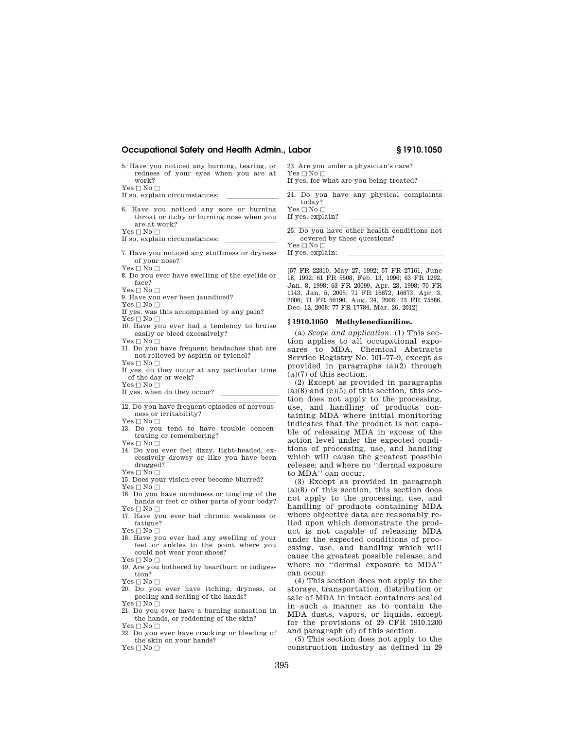5. Have you noticed any burning, tearing, or redness of your eyes when you are at work?

Yes ☐ No ☐

If so, explain circumstances: \_\_\_\_\_\_\_\_\_\_\_\_\_\_\_\_

6. Have you noticed any sore or burning throat or itchy or burning nose when you are at work?

Yes ☐ No ☐

If so, explain circumstances: \_\_\_\_\_\_\_\_\_\_\_\_\_\_\_\_

7. Have you noticed any stuffiness or dryness of your nose?

Yes ☐ No ☐

8. Do you ever have swelling of the eyelids or face?

Yes ☐ No ☐

9. Have you ever been jaundiced?

Yes ☐ No ☐

If yes, was this accompanied by any pain?

Yes ☐ No ☐

10. Have you ever had a tendency to bruise easily or bleed excessively?

Yes ☐ No ☐

11. Do you have frequent headaches that are not relieved by aspirin or tylenol?

Yes ☐ No ☐

If yes, do they occur at any particular time of the day or week?

Yes ☐ No ☐

If yes, when do they occur? \_\_\_\_\_\_\_\_\_\_\_\_\_\_\_\_

12. Do you have frequent episodes of nervousness or irritability?

Yes ☐ No ☐

13. Do you tend to have trouble concentrating or remembering?

Yes ☐ No ☐

14. Do you ever feel dizzy, light-headed, excessively drowsy or like you have been drugged?

Yes ☐ No ☐

15. Does your vision ever become blurred?

Yes ☐ No ☐

16. Do you have numbness or tingling of the hands or feet or other parts of your body?

Yes ☐ No ☐

17. Have you ever had chronic weakness or fatigue?

Yes ☐ No ☐

18. Have you ever had any swelling of your feet or ankles to the point where you could not wear your shoes?

Yes ☐ No ☐

19. Are you bothered by heartburn or indigestion?

Yes ☐ No ☐

20. Do you ever have itching, dryness, or peeling and scaling of the hands?

Yes ☐ No ☐

21. Do you ever have a burning sensation in the hands, or reddening of the skin?

Yes ☐ No ☐

22. Do you ever have cracking or bleeding of the skin on your hands?

Yes ☐ No ☐

23. Are you under a physician's care?

Yes ☐ No ☐

If yes, for what are you being treated? \_\_\_\_\_\_\_\_\_\_\_\_\_\_\_\_

24. Do you have any physical complaints today?

Yes ☐ No ☐

If yes, explain? \_\_\_\_\_\_\_\_\_\_\_\_\_\_\_\_

25. Do you have other health conditions not covered by these questions?

Yes ☐ No ☐

If yes, explain: \_\_\_\_\_\_\_\_\_\_\_\_\_\_\_\_

[57 FR 22310, May 27, 1992; 57 FR 27161, June 18, 1992; 61 FR 5508, Feb. 13, 1996; 63 FR 1292, Jan. 8, 1998; 63 FR 20099, Apr. 23, 1998; 70 FR 1143, Jan. 5, 2005; 71 FR 16672, 16673, Apr. 3, 2006; 71 FR 50190, Aug. 24, 2006; 73 FR 75586, Dec. 12, 2008; 77 FR 17784, Mar. 26, 2012]

## § 1910.1050 Methylenedianiline.

(a) *Scope and application.* (1) This section applies to all occupational exposures to MDA, Chemical Abstracts Service Registry No. 101–77–9, except as provided in paragraphs (a)(2) through (a)(7) of this section.

(2) Except as provided in paragraphs (a)(8) and (e)(5) of this section, this section does not apply to the processing, use, and handling of products containing MDA where initial monitoring indicates that the product is not capable of releasing MDA in excess of the action level under the expected conditions of processing, use, and handling which will cause the greatest possible release; and where no "dermal exposure to MDA" can occur.

(3) Except as provided in paragraph (a)(8) of this section, this section does not apply to the processing, use, and handling of products containing MDA where objective data are reasonably relied upon which demonstrate the product is not capable of releasing MDA under the expected conditions of processing, use, and handling which will cause the greatest possible release; and where no "dermal exposure to MDA" can occur.

(4) This section does not apply to the storage, transportation, distribution or sale of MDA in intact containers sealed in such a manner as to contain the MDA dusts, vapors, or liquids, except for the provisions of 29 CFR 1910.1200 and paragraph (d) of this section.

(5) This section does not apply to the construction industry as defined in 29